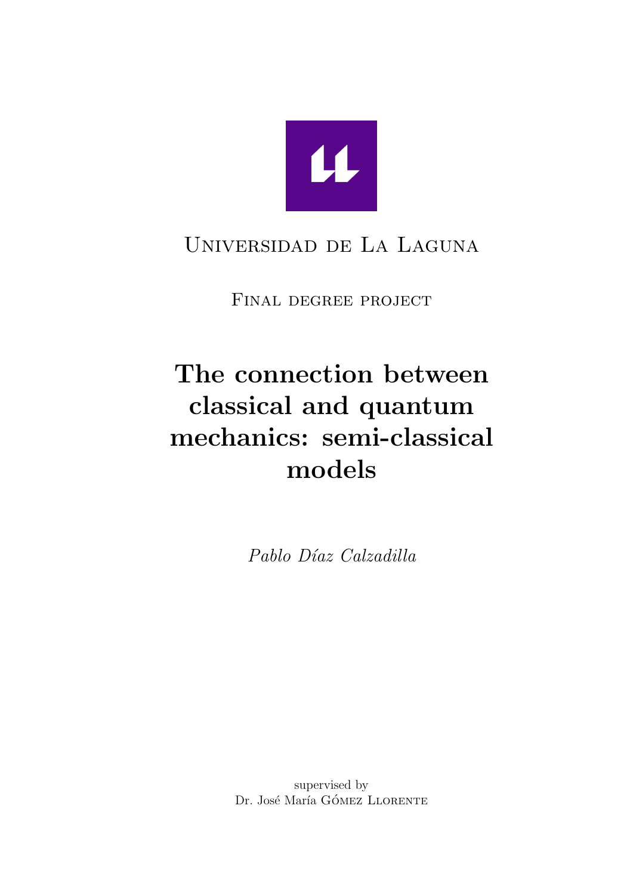Universidad de La Laguna

Final degree project

# The connection between classical and quantum mechanics: semi-classical models

*Pablo Díaz Calzadilla*

supervised by
Dr. José María Gómez Llorente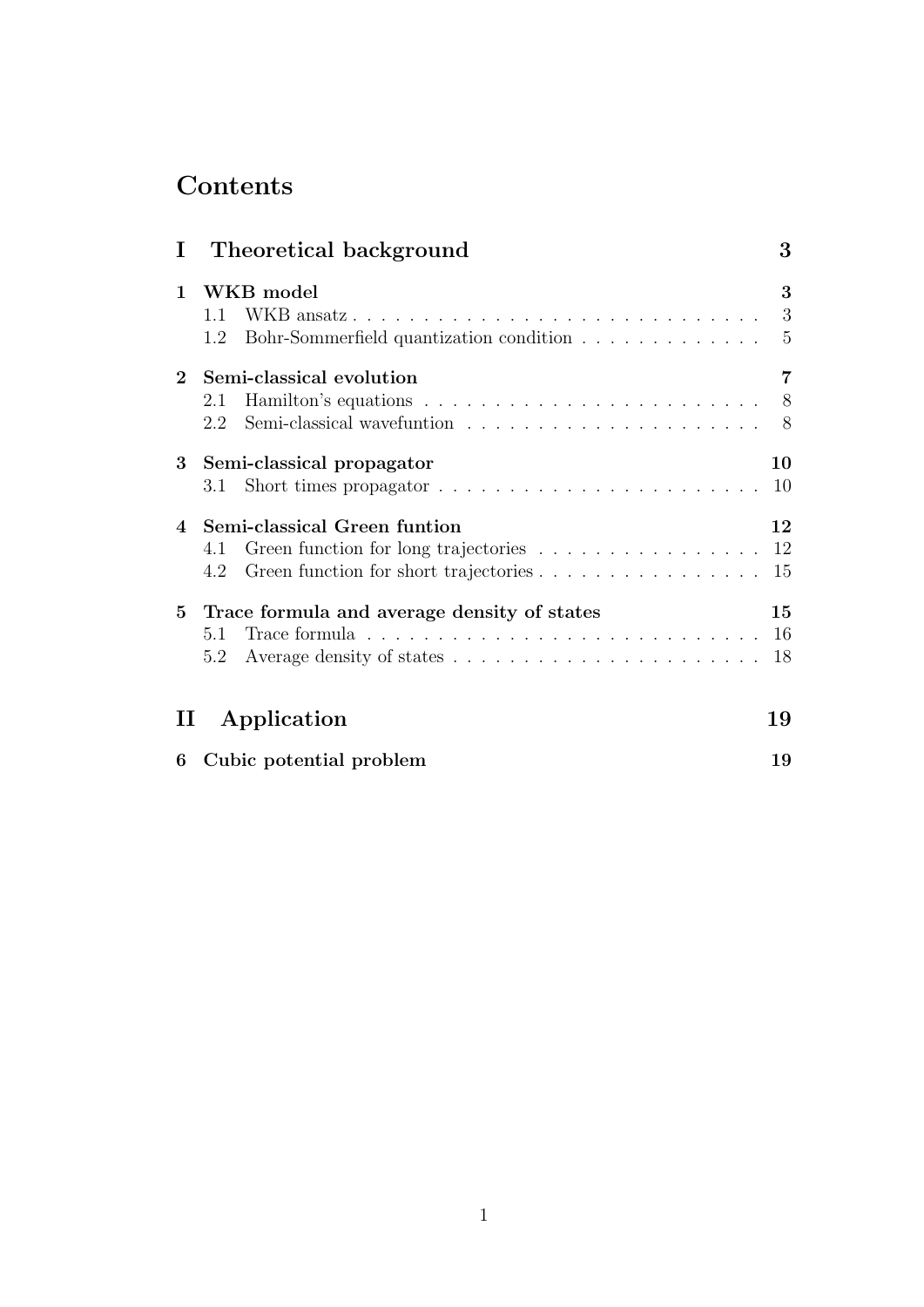# Contents

**I Theoretical background** **3**

**1 WKB model** **3**

- 1.1 WKB ansatz . . . . . . . . . . . . . . . . . . . . . . . . . . . . . . 3
- 1.2 Bohr-Sommerfield quantization condition . . . . . . . . . . . . . 5

**2 Semi-classical evolution** **7**

- 2.1 Hamilton's equations . . . . . . . . . . . . . . . . . . . . . . . . . 8
- 2.2 Semi-classical wavefuntion . . . . . . . . . . . . . . . . . . . . . . 8

**3 Semi-classical propagator** **10**

- 3.1 Short times propagator . . . . . . . . . . . . . . . . . . . . . . . . 10

**4 Semi-classical Green funtion** **12**

- 4.1 Green function for long trajectories . . . . . . . . . . . . . . . . 12
- 4.2 Green function for short trajectories . . . . . . . . . . . . . . . . 15

**5 Trace formula and average density of states** **15**

- 5.1 Trace formula . . . . . . . . . . . . . . . . . . . . . . . . . . . . . 16
- 5.2 Average density of states . . . . . . . . . . . . . . . . . . . . . . 18

**II Application** **19**

**6 Cubic potential problem** **19**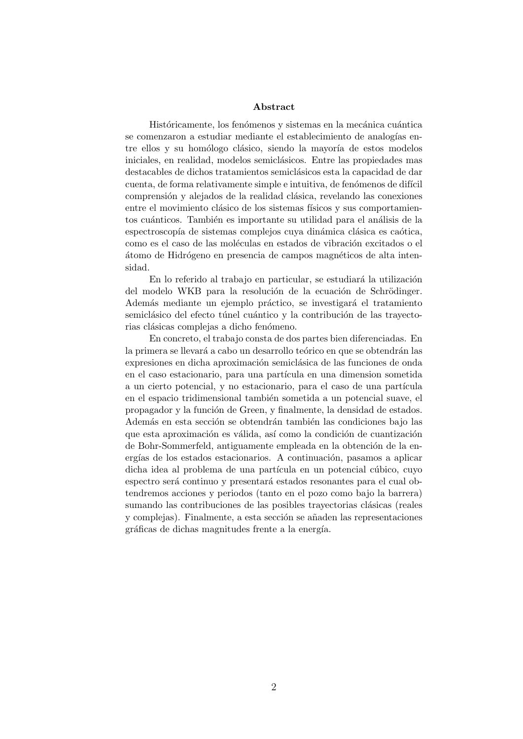## Abstract

Históricamente, los fenómenos y sistemas en la mecánica cuántica se comenzaron a estudiar mediante el establecimiento de analogías entre ellos y su homólogo clásico, siendo la mayoría de estos modelos iniciales, en realidad, modelos semiclásicos. Entre las propiedades mas destacables de dichos tratamientos semiclásicos esta la capacidad de dar cuenta, de forma relativamente simple e intuitiva, de fenómenos de difícil comprensión y alejados de la realidad clásica, revelando las conexiones entre el movimiento clásico de los sistemas físicos y sus comportamientos cuánticos. También es importante su utilidad para el análisis de la espectroscopía de sistemas complejos cuya dinámica clásica es caótica, como es el caso de las moléculas en estados de vibración excitados o el átomo de Hidrógeno en presencia de campos magnéticos de alta intensidad.

En lo referido al trabajo en particular, se estudiará la utilización del modelo WKB para la resolución de la ecuación de Schrödinger. Además mediante un ejemplo práctico, se investigará el tratamiento semiclásico del efecto túnel cuántico y la contribución de las trayectorias clásicas complejas a dicho fenómeno.

En concreto, el trabajo consta de dos partes bien diferenciadas. En la primera se llevará a cabo un desarrollo teórico en que se obtendrán las expresiones en dicha aproximación semiclásica de las funciones de onda en el caso estacionario, para una partícula en una dimension sometida a un cierto potencial, y no estacionario, para el caso de una partícula en el espacio tridimensional también sometida a un potencial suave, el propagador y la función de Green, y finalmente, la densidad de estados. Además en esta sección se obtendrán también las condiciones bajo las que esta aproximación es válida, así como la condición de cuantización de Bohr-Sommerfeld, antiguamente empleada en la obtención de la energías de los estados estacionarios. A continuación, pasamos a aplicar dicha idea al problema de una partícula en un potencial cúbico, cuyo espectro será continuo y presentará estados resonantes para el cual obtendremos acciones y periodos (tanto en el pozo como bajo la barrera) sumando las contribuciones de las posibles trayectorias clásicas (reales y complejas). Finalmente, a esta sección se añaden las representaciones gráficas de dichas magnitudes frente a la energía.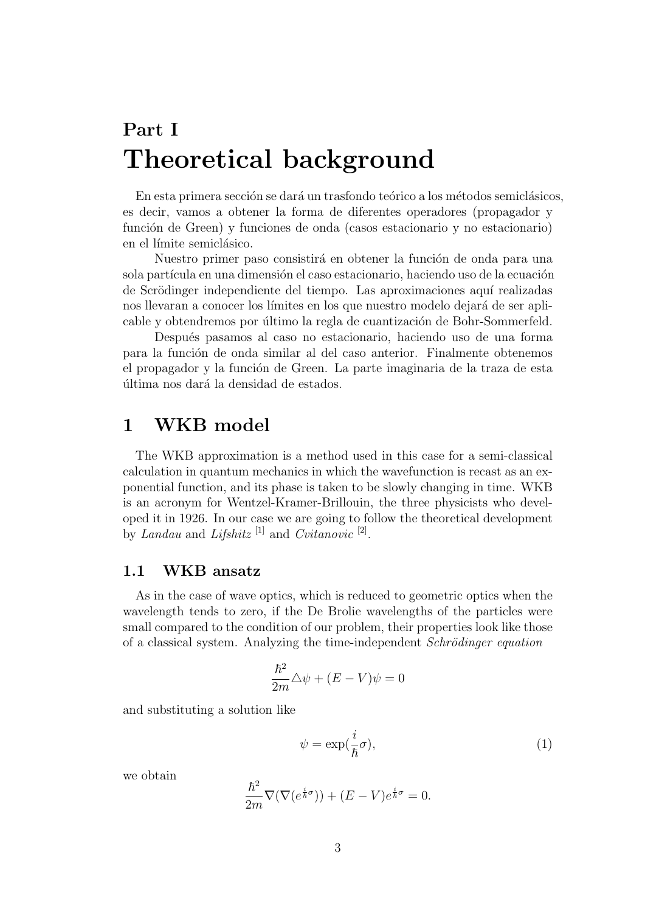# Part I

# Theoretical background

En esta primera sección se dará un trasfondo teórico a los métodos semiclásicos, es decir, vamos a obtener la forma de diferentes operadores (propagador y función de Green) y funciones de onda (casos estacionario y no estacionario) en el límite semiclásico.

Nuestro primer paso consistirá en obtener la función de onda para una sola partícula en una dimensión el caso estacionario, haciendo uso de la ecuación de Scrödinger independiente del tiempo. Las aproximaciones aquí realizadas nos llevaran a conocer los límites en los que nuestro modelo dejará de ser aplicable y obtendremos por último la regla de cuantización de Bohr-Sommerfeld.

Después pasamos al caso no estacionario, haciendo uso de una forma para la función de onda similar al del caso anterior. Finalmente obtenemos el propagador y la función de Green. La parte imaginaria de la traza de esta última nos dará la densidad de estados.

## 1 WKB model

The WKB approximation is a method used in this case for a semi-classical calculation in quantum mechanics in which the wavefunction is recast as an exponential function, and its phase is taken to be slowly changing in time. WKB is an acronym for Wentzel-Kramer-Brillouin, the three physicists who developed it in 1926. In our case we are going to follow the theoretical development by *Landau* and *Lifshitz* [1] and *Cvitanovic* [2].

### 1.1 WKB ansatz

As in the case of wave optics, which is reduced to geometric optics when the wavelength tends to zero, if the De Brolie wavelengths of the particles were small compared to the condition of our problem, their properties look like those of a classical system. Analyzing the time-independent *Schrödinger equation*

$$\frac{\hbar^2}{2m}\triangle\psi + (E - V)\psi = 0$$

and substituting a solution like

$$\psi = \exp(\frac{i}{\hbar}\sigma), \tag{1}$$

we obtain

$$\frac{\hbar^2}{2m}\nabla(\nabla(e^{\frac{i}{\hbar}\sigma})) + (E - V)e^{\frac{i}{\hbar}\sigma} = 0.$$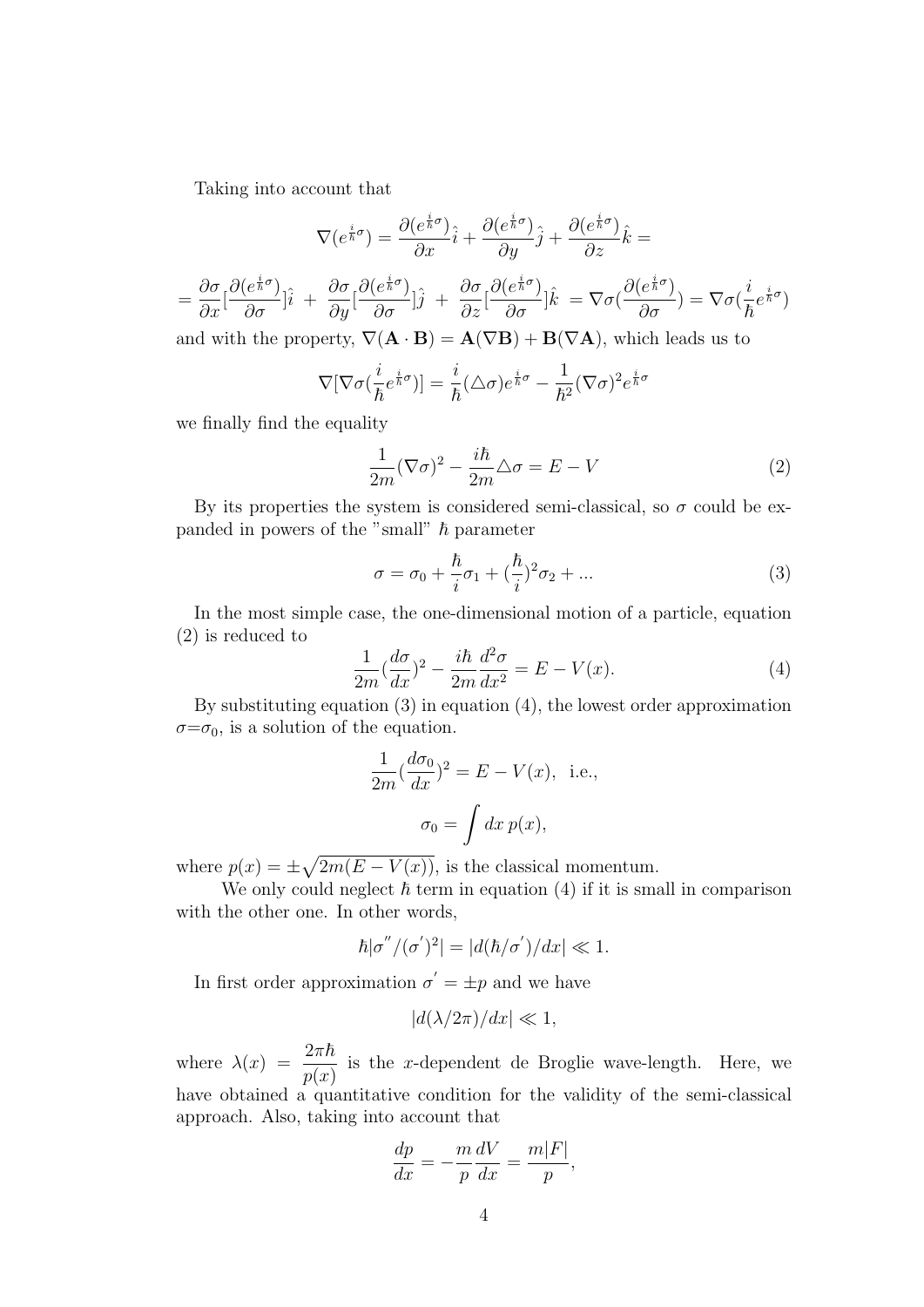Taking into account that

$$\nabla(e^{\frac{i}{\hbar}\sigma}) = \frac{\partial(e^{\frac{i}{\hbar}\sigma})}{\partial x}\hat{i} + \frac{\partial(e^{\frac{i}{\hbar}\sigma})}{\partial y}\hat{j} + \frac{\partial(e^{\frac{i}{\hbar}\sigma})}{\partial z}\hat{k} =$$

$$= \frac{\partial\sigma}{\partial x}[\frac{\partial(e^{\frac{i}{\hbar}\sigma})}{\partial\sigma}]\hat{i} \; + \; \frac{\partial\sigma}{\partial y}[\frac{\partial(e^{\frac{i}{\hbar}\sigma})}{\partial\sigma}]\hat{j} \; + \; \frac{\partial\sigma}{\partial z}[\frac{\partial(e^{\frac{i}{\hbar}\sigma})}{\partial\sigma}]\hat{k} \; = \nabla\sigma(\frac{\partial(e^{\frac{i}{\hbar}\sigma})}{\partial\sigma}) = \nabla\sigma(\frac{i}{\hbar}e^{\frac{i}{\hbar}\sigma})$$

and with the property, $\nabla(\mathbf{A}\cdot\mathbf{B}) = \mathbf{A}(\nabla\mathbf{B}) + \mathbf{B}(\nabla\mathbf{A})$, which leads us to

$$\nabla[\nabla\sigma(\frac{i}{\hbar}e^{\frac{i}{\hbar}\sigma})] = \frac{i}{\hbar}(\triangle\sigma)e^{\frac{i}{\hbar}\sigma} - \frac{1}{\hbar^2}(\nabla\sigma)^2 e^{\frac{i}{\hbar}\sigma}$$

we finally find the equality

$$\frac{1}{2m}(\nabla\sigma)^2 - \frac{i\hbar}{2m}\triangle\sigma = E - V \tag{2}$$

By its properties the system is considered semi-classical, so $\sigma$ could be expanded in powers of the "small" $\hbar$ parameter

$$\sigma = \sigma_0 + \frac{\hbar}{i}\sigma_1 + (\frac{\hbar}{i})^2\sigma_2 + ... \tag{3}$$

In the most simple case, the one-dimensional motion of a particle, equation (2) is reduced to

$$\frac{1}{2m}(\frac{d\sigma}{dx})^2 - \frac{i\hbar}{2m}\frac{d^2\sigma}{dx^2} = E - V(x). \tag{4}$$

By substituting equation (3) in equation (4), the lowest order approximation $\sigma$=$\sigma_0$, is a solution of the equation.

$$\frac{1}{2m}(\frac{d\sigma_0}{dx})^2 = E - V(x), \text{ i.e.,}$$

$$\sigma_0 = \int dx\, p(x),$$

where $p(x) = \pm\sqrt{2m(E - V(x))}$, is the classical momentum.

We only could neglect $\hbar$ term in equation (4) if it is small in comparison with the other one. In other words,

$$\hbar|\sigma^{''}/(\sigma^{'})^2| = |d(\hbar/\sigma^{'})/dx| \ll 1.$$

In first order approximation $\sigma^{'} = \pm p$ and we have

$$|d(\lambda/2\pi)/dx| \ll 1,$$

where $\lambda(x) = \dfrac{2\pi\hbar}{p(x)}$ is the $x$-dependent de Broglie wave-length. Here, we have obtained a quantitative condition for the validity of the semi-classical approach. Also, taking into account that

$$\frac{dp}{dx} = -\frac{m}{p}\frac{dV}{dx} = \frac{m|F|}{p},$$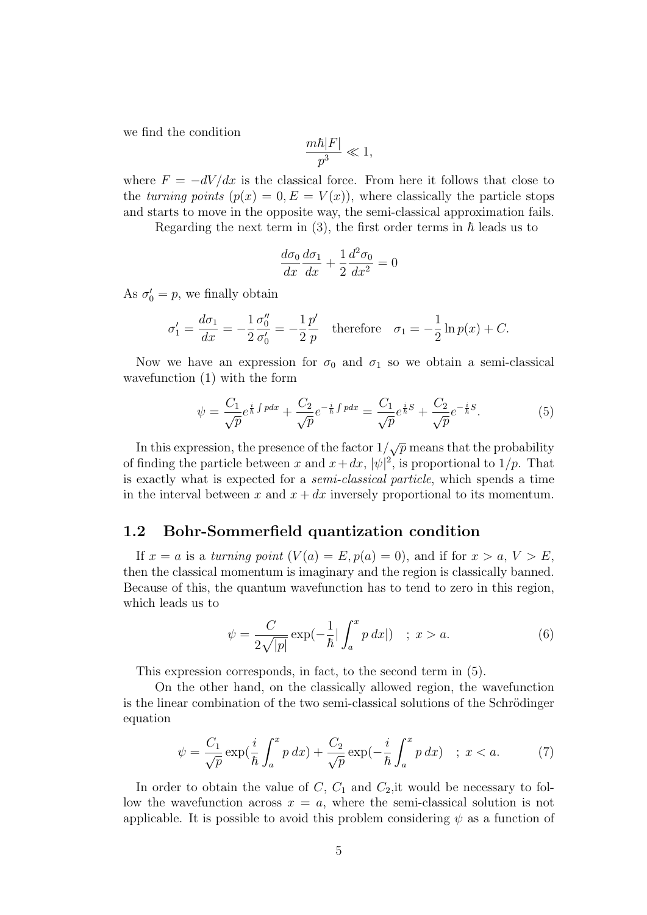we find the condition

$$\frac{m\hbar |F|}{p^3} \ll 1,$$

where $F = -dV/dx$ is the classical force. From here it follows that close to the *turning points* ($p(x) = 0, E = V(x)$), where classically the particle stops and starts to move in the opposite way, the semi-classical approximation fails.

Regarding the next term in (3), the first order terms in $\hbar$ leads us to

$$\frac{d\sigma_0}{dx}\frac{d\sigma_1}{dx} + \frac{1}{2}\frac{d^2\sigma_0}{dx^2} = 0$$

As $\sigma_0' = p$, we finally obtain

$$\sigma_1' = \frac{d\sigma_1}{dx} = -\frac{1}{2}\frac{\sigma_0''}{\sigma_0'} = -\frac{1}{2}\frac{p'}{p} \quad \text{therefore} \quad \sigma_1 = -\frac{1}{2}\ln p(x) + C.$$

Now we have an expression for $\sigma_0$ and $\sigma_1$ so we obtain a semi-classical wavefunction (1) with the form

$$\psi = \frac{C_1}{\sqrt{p}} e^{\frac{i}{\hbar}\int p dx} + \frac{C_2}{\sqrt{p}} e^{-\frac{i}{\hbar}\int p dx} = \frac{C_1}{\sqrt{p}} e^{\frac{i}{\hbar}S} + \frac{C_2}{\sqrt{p}} e^{-\frac{i}{\hbar}S}. \tag{5}$$

In this expression, the presence of the factor $1/\sqrt{p}$ means that the probability of finding the particle between $x$ and $x+dx$, $|\psi|^2$, is proportional to $1/p$. That is exactly what is expected for a *semi-classical particle*, which spends a time in the interval between $x$ and $x + dx$ inversely proportional to its momentum.

## 1.2 Bohr-Sommerfield quantization condition

If $x = a$ is a *turning point* ($V(a) = E, p(a) = 0$), and if for $x > a$, $V > E$, then the classical momentum is imaginary and the region is classically banned. Because of this, the quantum wavefunction has to tend to zero in this region, which leads us to

$$\psi = \frac{C}{2\sqrt{|p|}} \exp\left(-\frac{1}{\hbar}\left|\int_a^x p\, dx\right|\right) \quad ; \; x > a. \tag{6}$$

This expression corresponds, in fact, to the second term in (5).

On the other hand, on the classically allowed region, the wavefunction is the linear combination of the two semi-classical solutions of the Schrödinger equation

$$\psi = \frac{C_1}{\sqrt{p}} \exp\left(\frac{i}{\hbar}\int_a^x p\, dx\right) + \frac{C_2}{\sqrt{p}} \exp\left(-\frac{i}{\hbar}\int_a^x p\, dx\right) \quad ; \; x < a. \tag{7}$$

In order to obtain the value of $C$, $C_1$ and $C_2$,it would be necessary to follow the wavefunction across $x = a$, where the semi-classical solution is not applicable. It is possible to avoid this problem considering $\psi$ as a function of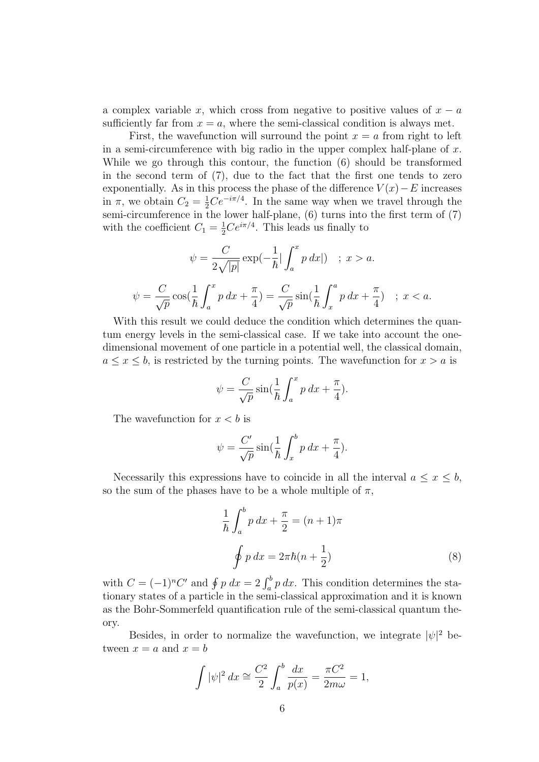a complex variable $x$, which cross from negative to positive values of $x - a$ sufficiently far from $x = a$, where the semi-classical condition is always met.

First, the wavefunction will surround the point $x = a$ from right to left in a semi-circumference with big radio in the upper complex half-plane of $x$. While we go through this contour, the function (6) should be transformed in the second term of (7), due to the fact that the first one tends to zero exponentially. As in this process the phase of the difference $V(x) - E$ increases in $\pi$, we obtain $C_2 = \frac{1}{2}Ce^{-i\pi/4}$. In the same way when we travel through the semi-circumference in the lower half-plane, (6) turns into the first term of (7) with the coefficient $C_1 = \frac{1}{2}Ce^{i\pi/4}$. This leads us finally to

$$\psi = \frac{C}{2\sqrt{|p|}} \exp(-\frac{1}{\hbar}|\int_a^x p\, dx|) \quad ; \; x > a.$$

$$\psi = \frac{C}{\sqrt{p}} \cos(\frac{1}{\hbar}\int_a^x p\, dx + \frac{\pi}{4}) = \frac{C}{\sqrt{p}} \sin(\frac{1}{\hbar}\int_x^a p\, dx + \frac{\pi}{4}) \quad ; \; x < a.$$

With this result we could deduce the condition which determines the quantum energy levels in the semi-classical case. If we take into account the one-dimensional movement of one particle in a potential well, the classical domain, $a \leq x \leq b$, is restricted by the turning points. The wavefunction for $x > a$ is

$$\psi = \frac{C}{\sqrt{p}} \sin(\frac{1}{\hbar}\int_a^x p\, dx + \frac{\pi}{4}).$$

The wavefunction for $x < b$ is

$$\psi = \frac{C'}{\sqrt{p}} \sin(\frac{1}{\hbar}\int_x^b p\, dx + \frac{\pi}{4}).$$

Necessarily this expressions have to coincide in all the interval $a \leq x \leq b$, so the sum of the phases have to be a whole multiple of $\pi$,

$$\frac{1}{\hbar}\int_a^b p\, dx + \frac{\pi}{2} = (n+1)\pi$$

$$\oint p\, dx = 2\pi\hbar(n + \frac{1}{2}) \tag{8}$$

with $C = (-1)^n C'$ and $\oint p\, dx = 2\int_a^b p\, dx$. This condition determines the stationary states of a particle in the semi-classical approximation and it is known as the Bohr-Sommerfeld quantification rule of the semi-classical quantum theory.

Besides, in order to normalize the wavefunction, we integrate $|\psi|^2$ between $x = a$ and $x = b$

$$\int |\psi|^2\, dx \cong \frac{C^2}{2}\int_a^b \frac{dx}{p(x)} = \frac{\pi C^2}{2m\omega} = 1,$$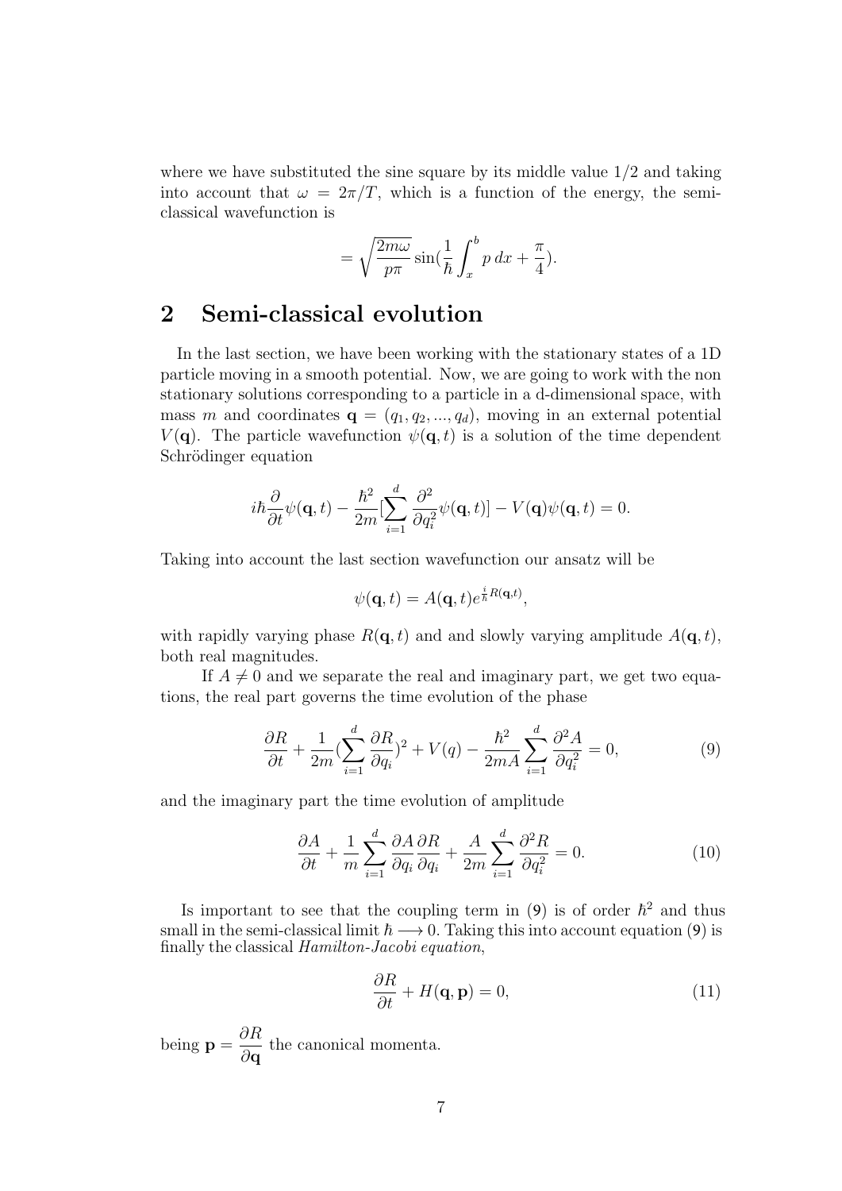where we have substituted the sine square by its middle value 1/2 and taking into account that $\omega = 2\pi/T$, which is a function of the energy, the semi-classical wavefunction is

$$= \sqrt{\frac{2m\omega}{p\pi}} \sin(\frac{1}{\hbar}\int_{x}^{b} p\, dx + \frac{\pi}{4}).$$

## 2 Semi-classical evolution

In the last section, we have been working with the stationary states of a 1D particle moving in a smooth potential. Now, we are going to work with the non stationary solutions corresponding to a particle in a d-dimensional space, with mass $m$ and coordinates $\mathbf{q} = (q_1, q_2, ..., q_d)$, moving in an external potential $V(\mathbf{q})$. The particle wavefunction $\psi(\mathbf{q}, t)$ is a solution of the time dependent Schrödinger equation

$$i\hbar\frac{\partial}{\partial t}\psi(\mathbf{q}, t) - \frac{\hbar^2}{2m}[\sum_{i=1}^{d}\frac{\partial^2}{\partial q_i^2}\psi(\mathbf{q}, t)] - V(\mathbf{q})\psi(\mathbf{q}, t) = 0.$$

Taking into account the last section wavefunction our ansatz will be

$$\psi(\mathbf{q}, t) = A(\mathbf{q}, t)e^{\frac{i}{\hbar}R(\mathbf{q}, t)},$$

with rapidly varying phase $R(\mathbf{q}, t)$ and and slowly varying amplitude $A(\mathbf{q}, t)$, both real magnitudes.

If $A \neq 0$ and we separate the real and imaginary part, we get two equations, the real part governs the time evolution of the phase

$$\frac{\partial R}{\partial t} + \frac{1}{2m}(\sum_{i=1}^{d}\frac{\partial R}{\partial q_i})^2 + V(q) - \frac{\hbar^2}{2mA}\sum_{i=1}^{d}\frac{\partial^2 A}{\partial q_i^2} = 0, \tag{9}$$

and the imaginary part the time evolution of amplitude

$$\frac{\partial A}{\partial t} + \frac{1}{m}\sum_{i=1}^{d}\frac{\partial A}{\partial q_i}\frac{\partial R}{\partial q_i} + \frac{A}{2m}\sum_{i=1}^{d}\frac{\partial^2 R}{\partial q_i^2} = 0. \tag{10}$$

Is important to see that the coupling term in (9) is of order $\hbar^2$ and thus small in the semi-classical limit $\hbar \longrightarrow 0$. Taking this into account equation (9) is finally the classical *Hamilton-Jacobi equation*,

$$\frac{\partial R}{\partial t} + H(\mathbf{q}, \mathbf{p}) = 0, \tag{11}$$

being $\mathbf{p} = \dfrac{\partial R}{\partial \mathbf{q}}$ the canonical momenta.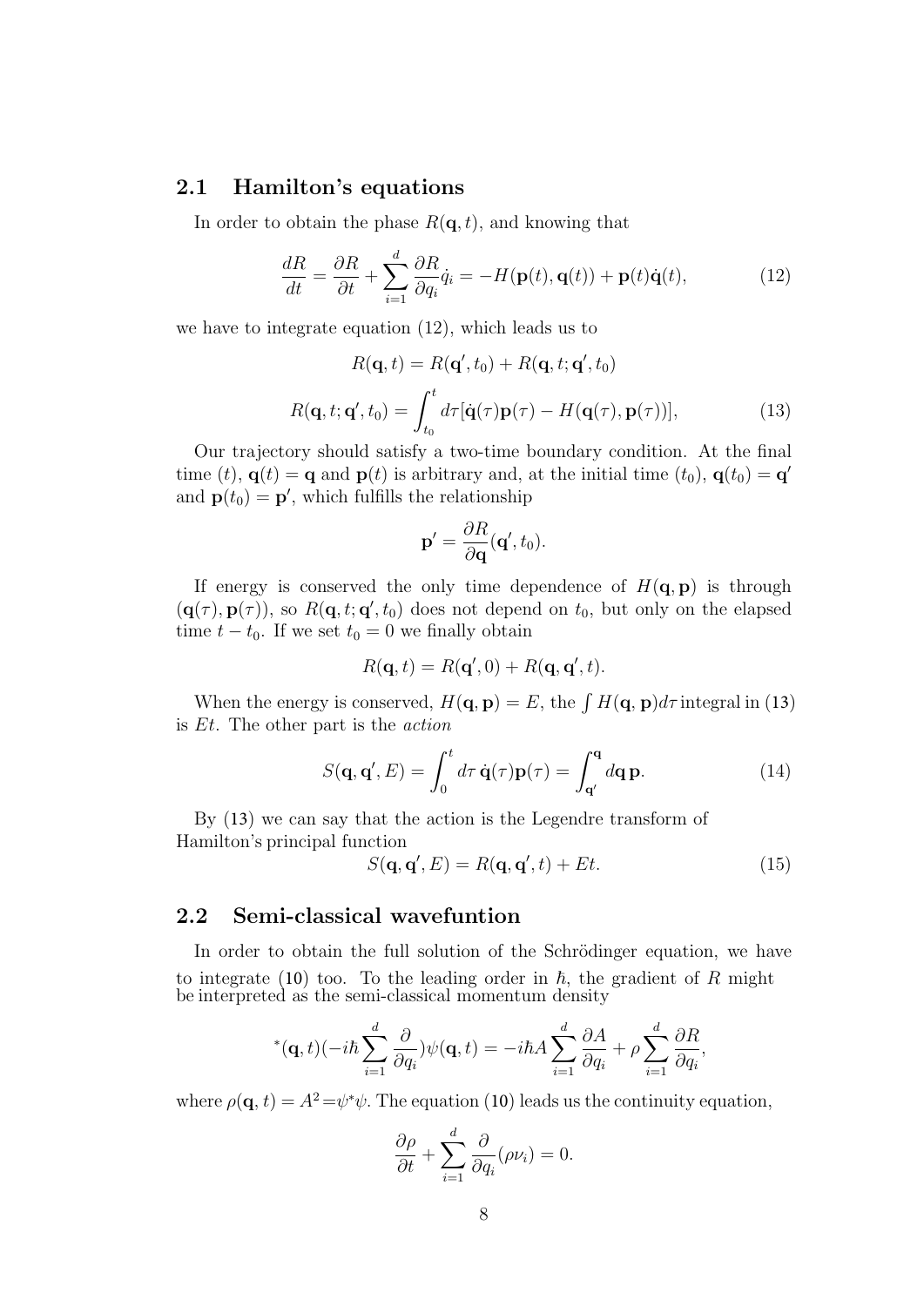## 2.1 Hamilton's equations

In order to obtain the phase $R(\mathbf{q}, t)$, and knowing that

$$\frac{dR}{dt} = \frac{\partial R}{\partial t} + \sum_{i=1}^{d} \frac{\partial R}{\partial q_i}\dot{q}_i = -H(\mathbf{p}(t), \mathbf{q}(t)) + \mathbf{p}(t)\dot{\mathbf{q}}(t), \tag{12}$$

we have to integrate equation (12), which leads us to

$$R(\mathbf{q}, t) = R(\mathbf{q}', t_0) + R(\mathbf{q}, t; \mathbf{q}', t_0)$$

$$R(\mathbf{q}, t; \mathbf{q}', t_0) = \int_{t_0}^{t} d\tau [\dot{\mathbf{q}}(\tau)\mathbf{p}(\tau) - H(\mathbf{q}(\tau), \mathbf{p}(\tau))], \tag{13}$$

Our trajectory should satisfy a two-time boundary condition. At the final time $(t)$, $\mathbf{q}(t) = \mathbf{q}$ and $\mathbf{p}(t)$ is arbitrary and, at the initial time $(t_0)$, $\mathbf{q}(t_0) = \mathbf{q}'$ and $\mathbf{p}(t_0) = \mathbf{p}'$, which fulfills the relationship

$$\mathbf{p}' = \frac{\partial R}{\partial \mathbf{q}}(\mathbf{q}', t_0).$$

If energy is conserved the only time dependence of $H(\mathbf{q}, \mathbf{p})$ is through $(\mathbf{q}(\tau), \mathbf{p}(\tau))$, so $R(\mathbf{q}, t; \mathbf{q}', t_0)$ does not depend on $t_0$, but only on the elapsed time $t - t_0$. If we set $t_0 = 0$ we finally obtain

$$R(\mathbf{q}, t) = R(\mathbf{q}', 0) + R(\mathbf{q}, \mathbf{q}', t).$$

When the energy is conserved, $H(\mathbf{q}, \mathbf{p}) = E$, the $\int H(\mathbf{q}, \mathbf{p}) d\tau$ integral in (13) is $Et$. The other part is the *action*

$$S(\mathbf{q}, \mathbf{q}', E) = \int_0^t d\tau \, \dot{\mathbf{q}}(\tau)\mathbf{p}(\tau) = \int_{\mathbf{q}'}^{\mathbf{q}} d\mathbf{q} \, \mathbf{p}. \tag{14}$$

By (13) we can say that the action is the Legendre transform of Hamilton's principal function

$$S(\mathbf{q}, \mathbf{q}', E) = R(\mathbf{q}, \mathbf{q}', t) + Et. \tag{15}$$

## 2.2 Semi-classical wavefuntion

In order to obtain the full solution of the Schrödinger equation, we have to integrate (10) too. To the leading order in $\hbar$, the gradient of $R$ might be interpreted as the semi-classical momentum density

$$^{*}(\mathbf{q}, t)(-i\hbar \sum_{i=1}^{d} \frac{\partial}{\partial q_i})\psi(\mathbf{q}, t) = -i\hbar A \sum_{i=1}^{d} \frac{\partial A}{\partial q_i} + \rho \sum_{i=1}^{d} \frac{\partial R}{\partial q_i},$$

where $\rho(\mathbf{q}, t) = A^2 = \psi^* \psi$. The equation (10) leads us the continuity equation,

$$\frac{\partial \rho}{\partial t} + \sum_{i=1}^{d} \frac{\partial}{\partial q_i}(\rho \nu_i) = 0.$$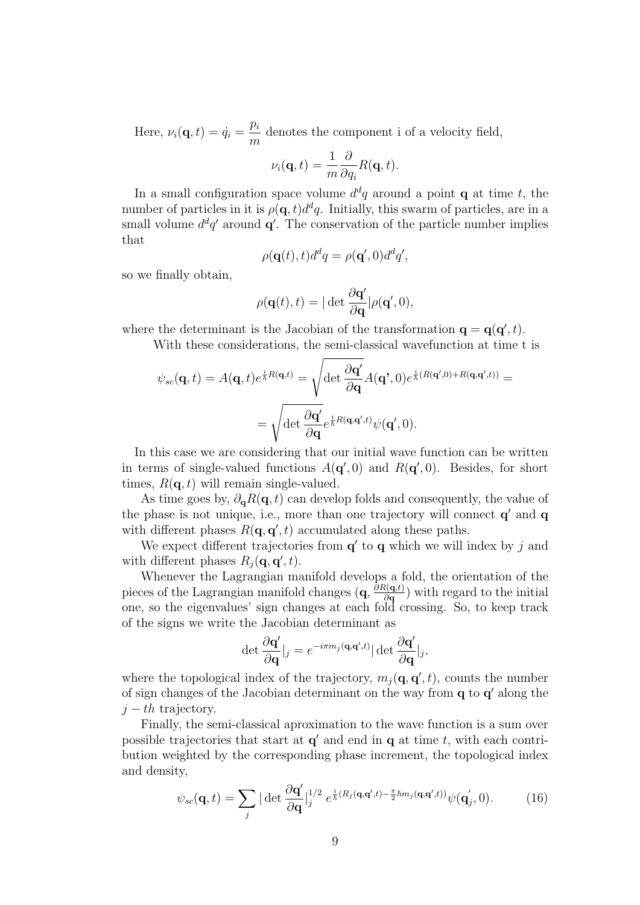Here, $\nu_i(\mathbf{q}, t) = \dot{q}_i = \dfrac{p_i}{m}$ denotes the component i of a velocity field,

$$\nu_i(\mathbf{q}, t) = \frac{1}{m} \frac{\partial}{\partial q_i} R(\mathbf{q}, t).$$

In a small configuration space volume $d^d q$ around a point $\mathbf{q}$ at time $t$, the number of particles in it is $\rho(\mathbf{q}, t) d^d q$. Initially, this swarm of particles, are in a small volume $d^d q'$ around $\mathbf{q'}$. The conservation of the particle number implies that

$$\rho(\mathbf{q}(t), t) d^d q = \rho(\mathbf{q'}, 0) d^d q',$$

so we finally obtain,

$$\rho(\mathbf{q}(t), t) = |\det \frac{\partial \mathbf{q'}}{\partial \mathbf{q}}| \rho(\mathbf{q'}, 0),$$

where the determinant is the Jacobian of the transformation $\mathbf{q} = \mathbf{q}(\mathbf{q'}, t)$.

With these considerations, the semi-classical wavefunction at time t is

$$\psi_{sc}(\mathbf{q}, t) = A(\mathbf{q}, t) e^{\frac{i}{\hbar} R(\mathbf{q}, t)} = \sqrt{\det \frac{\partial \mathbf{q'}}{\partial \mathbf{q}}} A(\mathbf{q'}, 0) e^{\frac{i}{\hbar}(R(\mathbf{q'}, 0) + R(\mathbf{q}, \mathbf{q'}, t))} =$$

$$= \sqrt{\det \frac{\partial \mathbf{q'}}{\partial \mathbf{q}}} e^{\frac{i}{\hbar} R(\mathbf{q}, \mathbf{q'}, t)} \psi(\mathbf{q'}, 0).$$

In this case we are considering that our initial wave function can be written in terms of single-valued functions $A(\mathbf{q'}, 0)$ and $R(\mathbf{q'}, 0)$. Besides, for short times, $R(\mathbf{q}, t)$ will remain single-valued.

As time goes by, $\partial_{\mathbf{q}} R(\mathbf{q}, t)$ can develop folds and consequently, the value of the phase is not unique, i.e., more than one trajectory will connect $\mathbf{q'}$ and $\mathbf{q}$ with different phases $R(\mathbf{q}, \mathbf{q'}, t)$ accumulated along these paths.

We expect different trajectories from $\mathbf{q'}$ to $\mathbf{q}$ which we will index by $j$ and with different phases $R_j(\mathbf{q}, \mathbf{q'}, t)$.

Whenever the Lagrangian manifold develops a fold, the orientation of the pieces of the Lagrangian manifold changes $(\mathbf{q}, \frac{\partial R(\mathbf{q}, t)}{\partial \mathbf{q}})$ with regard to the initial one, so the eigenvalues' sign changes at each fold crossing. So, to keep track of the signs we write the Jacobian determinant as

$$\det \frac{\partial \mathbf{q'}}{\partial \mathbf{q}}|_j = e^{-i\pi m_j(\mathbf{q}, \mathbf{q'}, t)} |\det \frac{\partial \mathbf{q'}}{\partial \mathbf{q}}|_j,$$

where the topological index of the trajectory, $m_j(\mathbf{q}, \mathbf{q'}, t)$, counts the number of sign changes of the Jacobian determinant on the way from $\mathbf{q}$ to $\mathbf{q'}$ along the $j-th$ trajectory.

Finally, the semi-classical aproximation to the wave function is a sum over possible trajectories that start at $\mathbf{q'}$ and end in $\mathbf{q}$ at time $t$, with each contribution weighted by the corresponding phase increment, the topological index and density,

$$\psi_{sc}(\mathbf{q}, t) = \sum_j |\det \frac{\partial \mathbf{q'}}{\partial \mathbf{q}}|_j^{1/2} \; e^{\frac{i}{\hbar}(R_j(\mathbf{q}, \mathbf{q'}, t) - \frac{\pi}{2}\hbar m_j(\mathbf{q}, \mathbf{q'}, t))} \psi(\mathbf{q}_j^{'}, 0). \tag{16}$$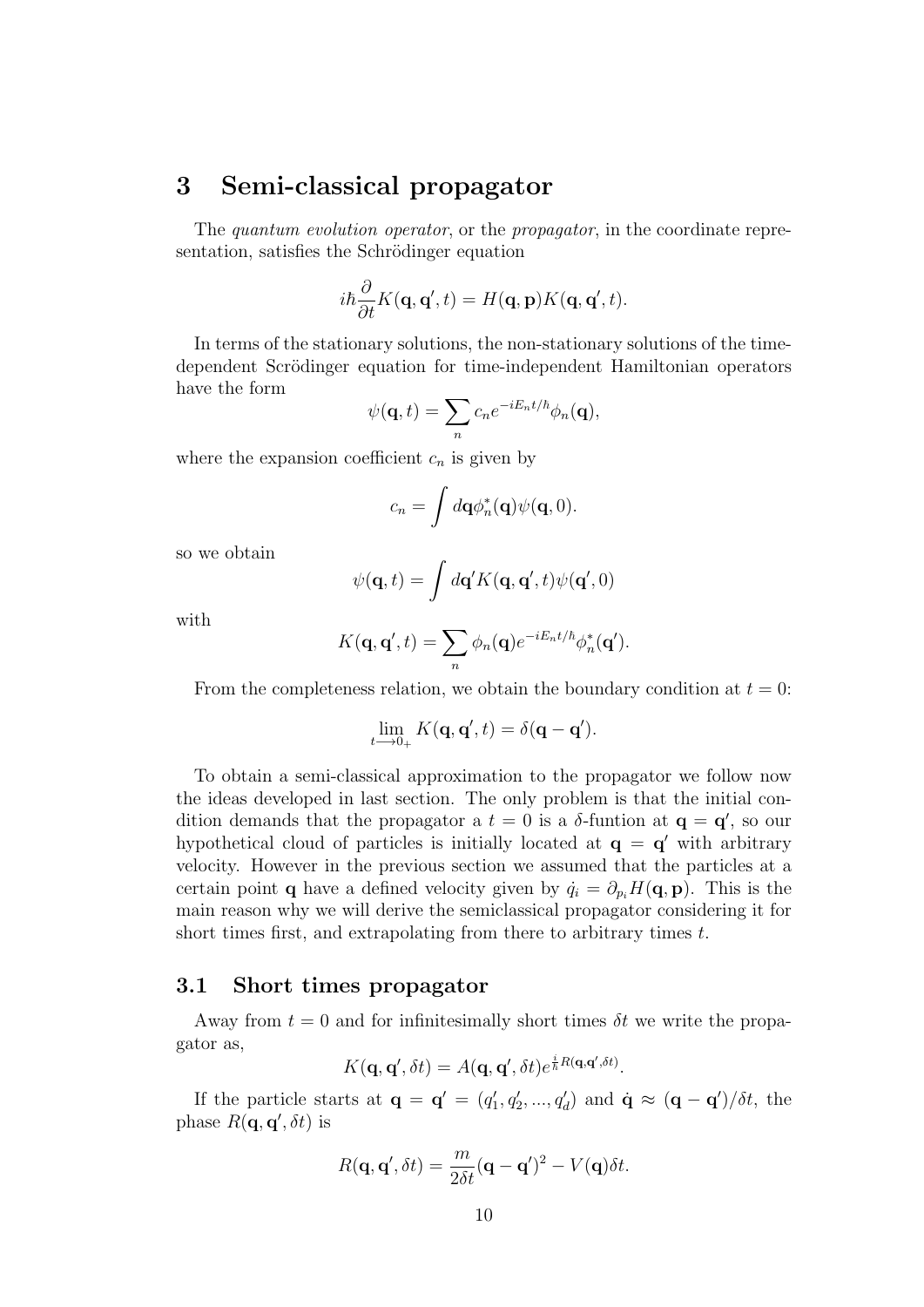# 3 Semi-classical propagator

The *quantum evolution operator*, or the *propagator*, in the coordinate representation, satisfies the Schrödinger equation

$$i\hbar\frac{\partial}{\partial t}K(\mathbf{q},\mathbf{q}',t) = H(\mathbf{q},\mathbf{p})K(\mathbf{q},\mathbf{q}',t).$$

In terms of the stationary solutions, the non-stationary solutions of the time-dependent Scrödinger equation for time-independent Hamiltonian operators have the form

$$\psi(\mathbf{q},t) = \sum_n c_n e^{-iE_n t/\hbar}\phi_n(\mathbf{q}),$$

where the expansion coefficient $c_n$ is given by

$$c_n = \int d\mathbf{q}\phi_n^*(\mathbf{q})\psi(\mathbf{q},0).$$

so we obtain

$$\psi(\mathbf{q},t) = \int d\mathbf{q}' K(\mathbf{q},\mathbf{q}',t)\psi(\mathbf{q}',0)$$

with

$$K(\mathbf{q},\mathbf{q}',t) = \sum_n \phi_n(\mathbf{q})e^{-iE_n t/\hbar}\phi_n^*(\mathbf{q}').$$

From the completeness relation, we obtain the boundary condition at $t = 0$:

$$\lim_{t\longrightarrow 0_+} K(\mathbf{q},\mathbf{q}',t) = \delta(\mathbf{q}-\mathbf{q}').$$

To obtain a semi-classical approximation to the propagator we follow now the ideas developed in last section. The only problem is that the initial condition demands that the propagator a $t = 0$ is a $\delta$-funtion at $\mathbf{q} = \mathbf{q}'$, so our hypothetical cloud of particles is initially located at $\mathbf{q} = \mathbf{q}'$ with arbitrary velocity. However in the previous section we assumed that the particles at a certain point $\mathbf{q}$ have a defined velocity given by $\dot{q}_i = \partial_{p_i}H(\mathbf{q},\mathbf{p})$. This is the main reason why we will derive the semiclassical propagator considering it for short times first, and extrapolating from there to arbitrary times $t$.

## 3.1 Short times propagator

Away from $t = 0$ and for infinitesimally short times $\delta t$ we write the propagator as,

$$K(\mathbf{q},\mathbf{q}',\delta t) = A(\mathbf{q},\mathbf{q}',\delta t)e^{\frac{i}{\hbar}R(\mathbf{q},\mathbf{q}',\delta t)}.$$

If the particle starts at $\mathbf{q} = \mathbf{q}' = (q_1', q_2', ..., q_d')$ and $\dot{\mathbf{q}} \approx (\mathbf{q}-\mathbf{q}')/\delta t$, the phase $R(\mathbf{q},\mathbf{q}',\delta t)$ is

$$R(\mathbf{q},\mathbf{q}',\delta t) = \frac{m}{2\delta t}(\mathbf{q}-\mathbf{q}')^2 - V(\mathbf{q})\delta t.$$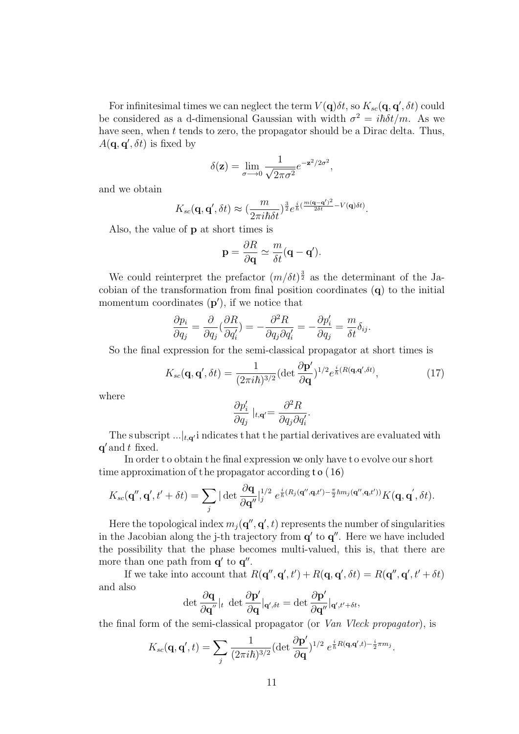For infinitesimal times we can neglect the term $V(\mathbf{q})\delta t$, so $K_{sc}(\mathbf{q}, \mathbf{q}', \delta t)$ could be considered as a d-dimensional Gaussian with width $\sigma^2 = i\hbar\delta t/m$. As we have seen, when $t$ tends to zero, the propagator should be a Dirac delta. Thus, $A(\mathbf{q}, \mathbf{q}', \delta t)$ is fixed by

$$\delta(\mathbf{z}) = \lim_{\sigma \longrightarrow 0} \frac{1}{\sqrt{2\pi\sigma^2}} e^{-\mathbf{z}^2/2\sigma^2},$$

and we obtain

$$K_{sc}(\mathbf{q}, \mathbf{q}', \delta t) \approx (\frac{m}{2\pi i\hbar\delta t})^{\frac{3}{2}} e^{\frac{i}{\hbar}(\frac{m(\mathbf{q}-\mathbf{q}')^2}{2\delta t} - V(\mathbf{q})\delta t)}.$$

Also, the value of $\mathbf{p}$ at short times is

$$\mathbf{p} = \frac{\partial R}{\partial \mathbf{q}} \simeq \frac{m}{\delta t}(\mathbf{q} - \mathbf{q}').$$

We could reinterpret the prefactor $(m/\delta t)^{\frac{3}{2}}$ as the determinant of the Jacobian of the transformation from final position coordinates $(\mathbf{q})$ to the initial momentum coordinates $(\mathbf{p}')$, if we notice that

$$\frac{\partial p_i}{\partial q_j} = \frac{\partial}{\partial q_j}(\frac{\partial R}{\partial q_i'}) = -\frac{\partial^2 R}{\partial q_j \partial q_i'} = -\frac{\partial p_i'}{\partial q_j} = \frac{m}{\delta t}\delta_{ij}.$$

So the final expression for the semi-classical propagator at short times is

$$K_{sc}(\mathbf{q}, \mathbf{q}', \delta t) = \frac{1}{(2\pi i\hbar)^{3/2}} (\det \frac{\partial \mathbf{p}'}{\partial \mathbf{q}})^{1/2} e^{\frac{i}{\hbar}(R(\mathbf{q}, \mathbf{q}', \delta t)}, \tag{17}$$

where

$$\frac{\partial p_i'}{\partial q_j} \mid_{t,\mathbf{q}'} = \frac{\partial^2 R}{\partial q_j \partial q_i'}.$$

The subscript $...|_{t,\mathbf{q}'}$ indicates that the partial derivatives are evaluated with $\mathbf{q}'$ and $t$ fixed.

In order to obtain the final expression we only have to evolve our short time approximation of the propagator according to (16)

$$K_{sc}(\mathbf{q}'', \mathbf{q}', t' + \delta t) = \sum_j |\det \frac{\partial \mathbf{q}}{\partial \mathbf{q}''}|_j^{1/2} \ e^{\frac{i}{\hbar}(R_j(\mathbf{q}'', \mathbf{q}, t') - \frac{\pi}{2}\hbar m_j(\mathbf{q}'', \mathbf{q}, t'))} K(\mathbf{q}, \mathbf{q}', \delta t).$$

Here the topological index $m_j(\mathbf{q}'', \mathbf{q}', t)$ represents the number of singularities in the Jacobian along the j-th trajectory from $\mathbf{q}'$ to $\mathbf{q}''$. Here we have included the possibility that the phase becomes multi-valued, this is, that there are more than one path from $\mathbf{q}'$ to $\mathbf{q}''$.

If we take into account that $R(\mathbf{q}'', \mathbf{q}', t') + R(\mathbf{q}, \mathbf{q}', \delta t) = R(\mathbf{q}'', \mathbf{q}', t' + \delta t)$ and also

$$\det \frac{\partial \mathbf{q}}{\partial \mathbf{q}''}|_t \ \det \frac{\partial \mathbf{p}'}{\partial \mathbf{q}}|_{\mathbf{q}',\delta t} = \det \frac{\partial \mathbf{p}'}{\partial \mathbf{q}''}|_{\mathbf{q}', t'+\delta t},$$

the final form of the semi-classical propagator (or *Van Vleck propagator*), is

$$K_{sc}(\mathbf{q}, \mathbf{q}', t) = \sum_j \frac{1}{(2\pi i\hbar)^{3/2}} (\det \frac{\partial \mathbf{p}'}{\partial \mathbf{q}})^{1/2} \ e^{\frac{i}{\hbar}R(\mathbf{q}, \mathbf{q}', t) - \frac{i}{2}\pi m_j}.$$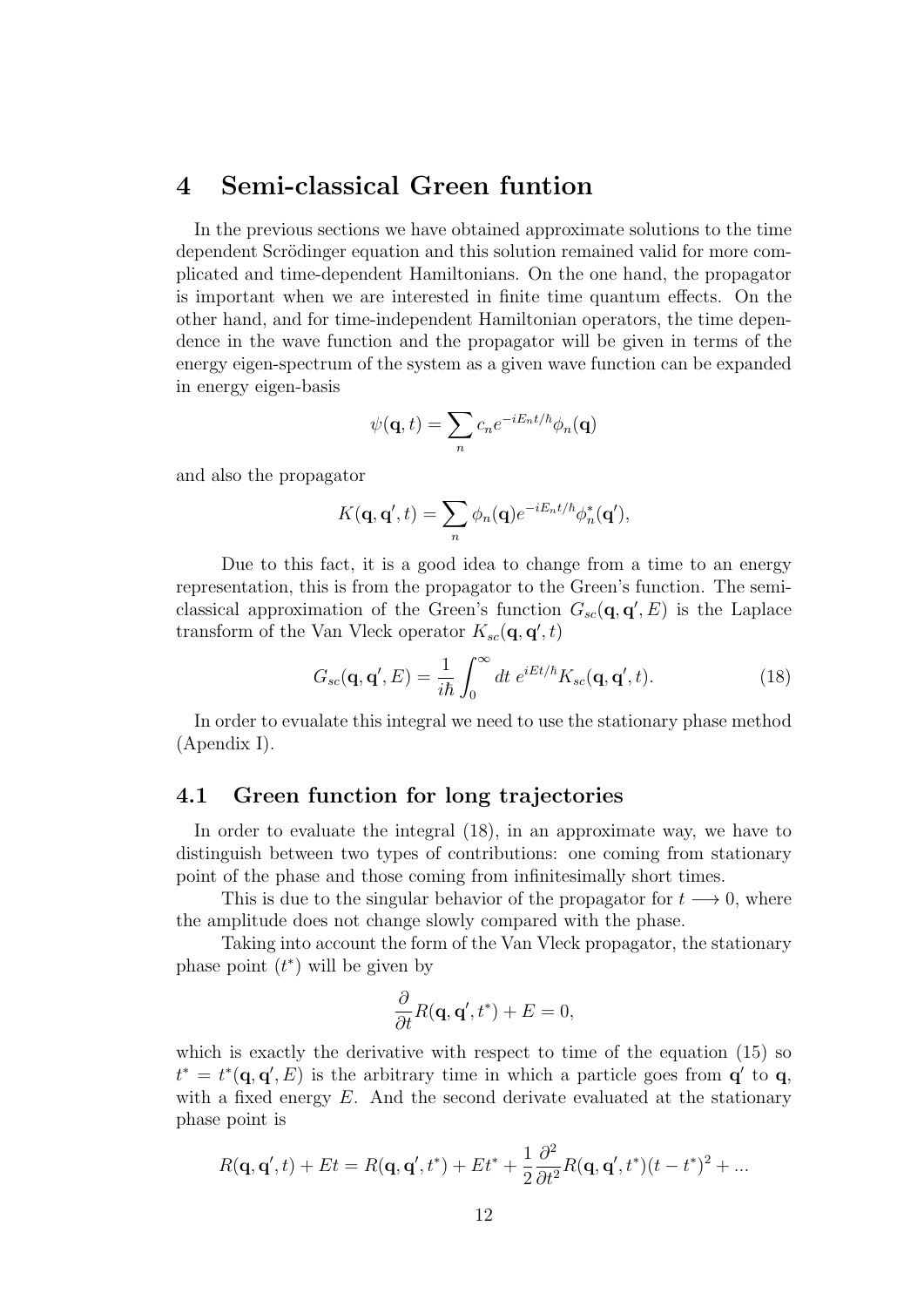# 4 Semi-classical Green funtion

In the previous sections we have obtained approximate solutions to the time dependent Scrödinger equation and this solution remained valid for more complicated and time-dependent Hamiltonians. On the one hand, the propagator is important when we are interested in finite time quantum effects. On the other hand, and for time-independent Hamiltonian operators, the time dependence in the wave function and the propagator will be given in terms of the energy eigen-spectrum of the system as a given wave function can be expanded in energy eigen-basis

$$\psi(\mathbf{q},t) = \sum_n c_n e^{-iE_n t/\hbar}\phi_n(\mathbf{q})$$

and also the propagator

$$K(\mathbf{q},\mathbf{q}',t) = \sum_n \phi_n(\mathbf{q}) e^{-iE_n t/\hbar}\phi_n^*(\mathbf{q}'),$$

Due to this fact, it is a good idea to change from a time to an energy representation, this is from the propagator to the Green's function. The semi-classical approximation of the Green's function $G_{sc}(\mathbf{q},\mathbf{q}',E)$ is the Laplace transform of the Van Vleck operator $K_{sc}(\mathbf{q},\mathbf{q}',t)$

$$G_{sc}(\mathbf{q},\mathbf{q}',E) = \frac{1}{i\hbar}\int_0^\infty dt\; e^{iEt/\hbar}K_{sc}(\mathbf{q},\mathbf{q}',t). \tag{18}$$

In order to evualate this integral we need to use the stationary phase method (Apendix I).

## 4.1 Green function for long trajectories

In order to evaluate the integral (18), in an approximate way, we have to distinguish between two types of contributions: one coming from stationary point of the phase and those coming from infinitesimally short times.

This is due to the singular behavior of the propagator for $t \longrightarrow 0$, where the amplitude does not change slowly compared with the phase.

Taking into account the form of the Van Vleck propagator, the stationary phase point ($t^*$) will be given by

$$\frac{\partial}{\partial t}R(\mathbf{q},\mathbf{q}',t^*) + E = 0,$$

which is exactly the derivative with respect to time of the equation (15) so $t^* = t^*(\mathbf{q},\mathbf{q}',E)$ is the arbitrary time in which a particle goes from $\mathbf{q}'$ to $\mathbf{q}$, with a fixed energy $E$. And the second derivate evaluated at the stationary phase point is

$$R(\mathbf{q},\mathbf{q}',t) + Et = R(\mathbf{q},\mathbf{q}',t^*) + Et^* + \frac{1}{2}\frac{\partial^2}{\partial t^2}R(\mathbf{q},\mathbf{q}',t^*)(t-t^*)^2 + ...$$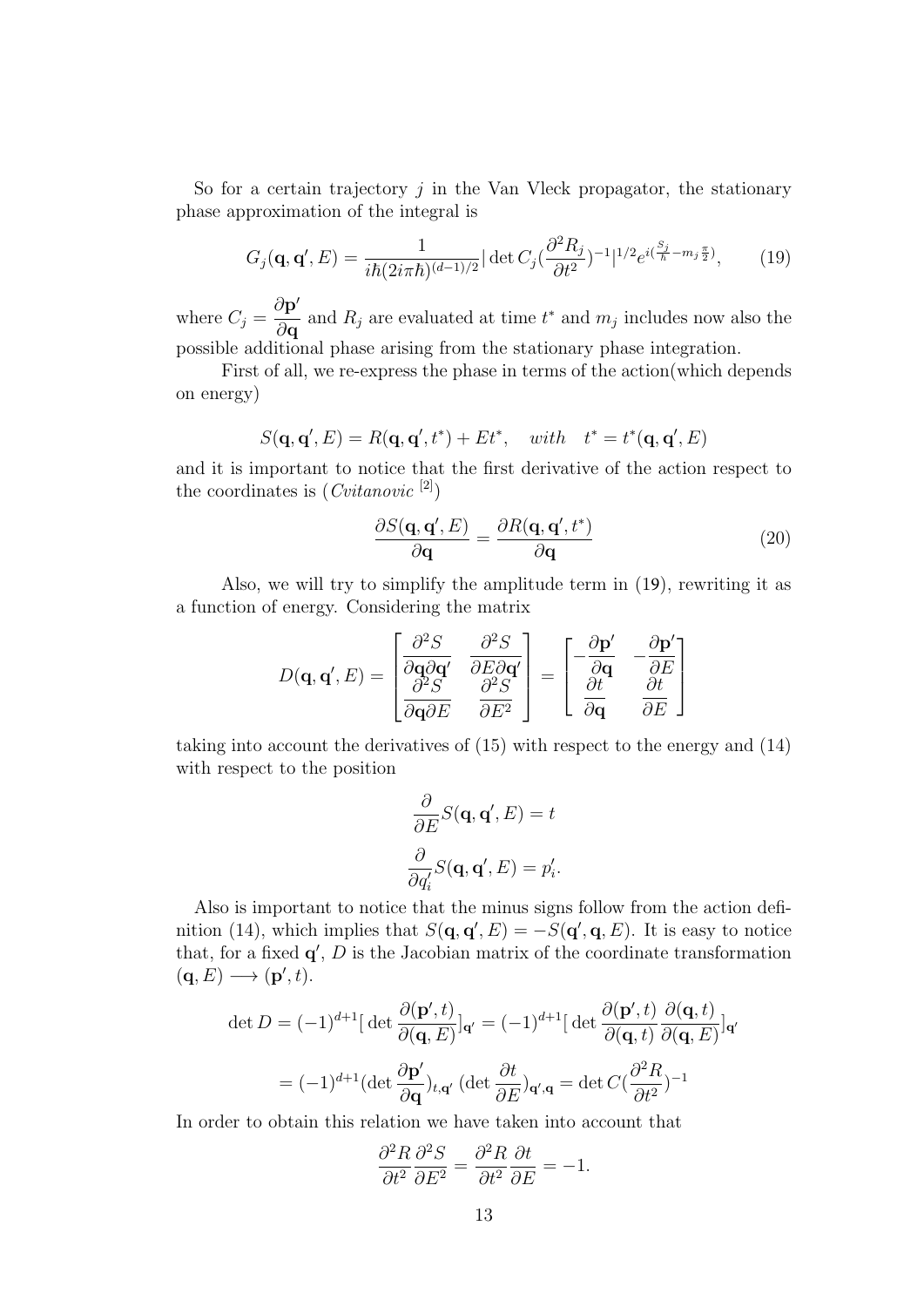So for a certain trajectory $j$ in the Van Vleck propagator, the stationary phase approximation of the integral is

$$G_j(\mathbf{q}, \mathbf{q}', E) = \frac{1}{i\hbar(2i\pi\hbar)^{(d-1)/2}} |\det C_j (\frac{\partial^2 R_j}{\partial t^2})^{-1}|^{1/2} e^{i(\frac{S_j}{\hbar} - m_j \frac{\pi}{2})}, \qquad (19)$$

where $C_j = \dfrac{\partial \mathbf{p}'}{\partial \mathbf{q}}$ and $R_j$ are evaluated at time $t^*$ and $m_j$ includes now also the possible additional phase arising from the stationary phase integration.

First of all, we re-express the phase in terms of the action(which depends on energy)

$$S(\mathbf{q}, \mathbf{q}', E) = R(\mathbf{q}, \mathbf{q}', t^*) + Et^*, \quad with \quad t^* = t^*(\mathbf{q}, \mathbf{q}', E)$$

and it is important to notice that the first derivative of the action respect to the coordinates is (*Cvitanovic* [2])

$$\frac{\partial S(\mathbf{q}, \mathbf{q}', E)}{\partial \mathbf{q}} = \frac{\partial R(\mathbf{q}, \mathbf{q}', t^*)}{\partial \mathbf{q}} \qquad (20)$$

Also, we will try to simplify the amplitude term in (19), rewriting it as a function of energy. Considering the matrix

$$D(\mathbf{q}, \mathbf{q}', E) = \begin{bmatrix} \dfrac{\partial^2 S}{\partial \mathbf{q} \partial \mathbf{q}'} & \dfrac{\partial^2 S}{\partial E \partial \mathbf{q}'} \\ \dfrac{\partial^2 S}{\partial \mathbf{q} \partial E} & \dfrac{\partial^2 S}{\partial E^2} \end{bmatrix} = \begin{bmatrix} -\dfrac{\partial \mathbf{p}'}{\partial \mathbf{q}} & -\dfrac{\partial \mathbf{p}'}{\partial E} \\ \dfrac{\partial t}{\partial \mathbf{q}} & \dfrac{\partial t}{\partial E} \end{bmatrix}$$

taking into account the derivatives of (15) with respect to the energy and (14) with respect to the position

$$\frac{\partial}{\partial E} S(\mathbf{q}, \mathbf{q}', E) = t$$

$$\frac{\partial}{\partial q_i'} S(\mathbf{q}, \mathbf{q}', E) = p_i'.$$

Also is important to notice that the minus signs follow from the action definition (14), which implies that $S(\mathbf{q}, \mathbf{q}', E) = -S(\mathbf{q}', \mathbf{q}, E)$. It is easy to notice that, for a fixed $\mathbf{q}'$, $D$ is the Jacobian matrix of the coordinate transformation $(\mathbf{q}, E) \longrightarrow (\mathbf{p}', t)$.

$$\det D = (-1)^{d+1} [\det \frac{\partial(\mathbf{p}', t)}{\partial(\mathbf{q}, E)}]_{\mathbf{q}'} = (-1)^{d+1} [\det \frac{\partial(\mathbf{p}', t)}{\partial(\mathbf{q}, t)} \frac{\partial(\mathbf{q}, t)}{\partial(\mathbf{q}, E)}]_{\mathbf{q}'}$$

$$= (-1)^{d+1} (\det \frac{\partial \mathbf{p}'}{\partial \mathbf{q}})_{t, \mathbf{q}'} (\det \frac{\partial t}{\partial E})_{\mathbf{q}', \mathbf{q}} = \det C (\frac{\partial^2 R}{\partial t^2})^{-1}$$

In order to obtain this relation we have taken into account that

$$\frac{\partial^2 R}{\partial t^2} \frac{\partial^2 S}{\partial E^2} = \frac{\partial^2 R}{\partial t^2} \frac{\partial t}{\partial E} = -1.$$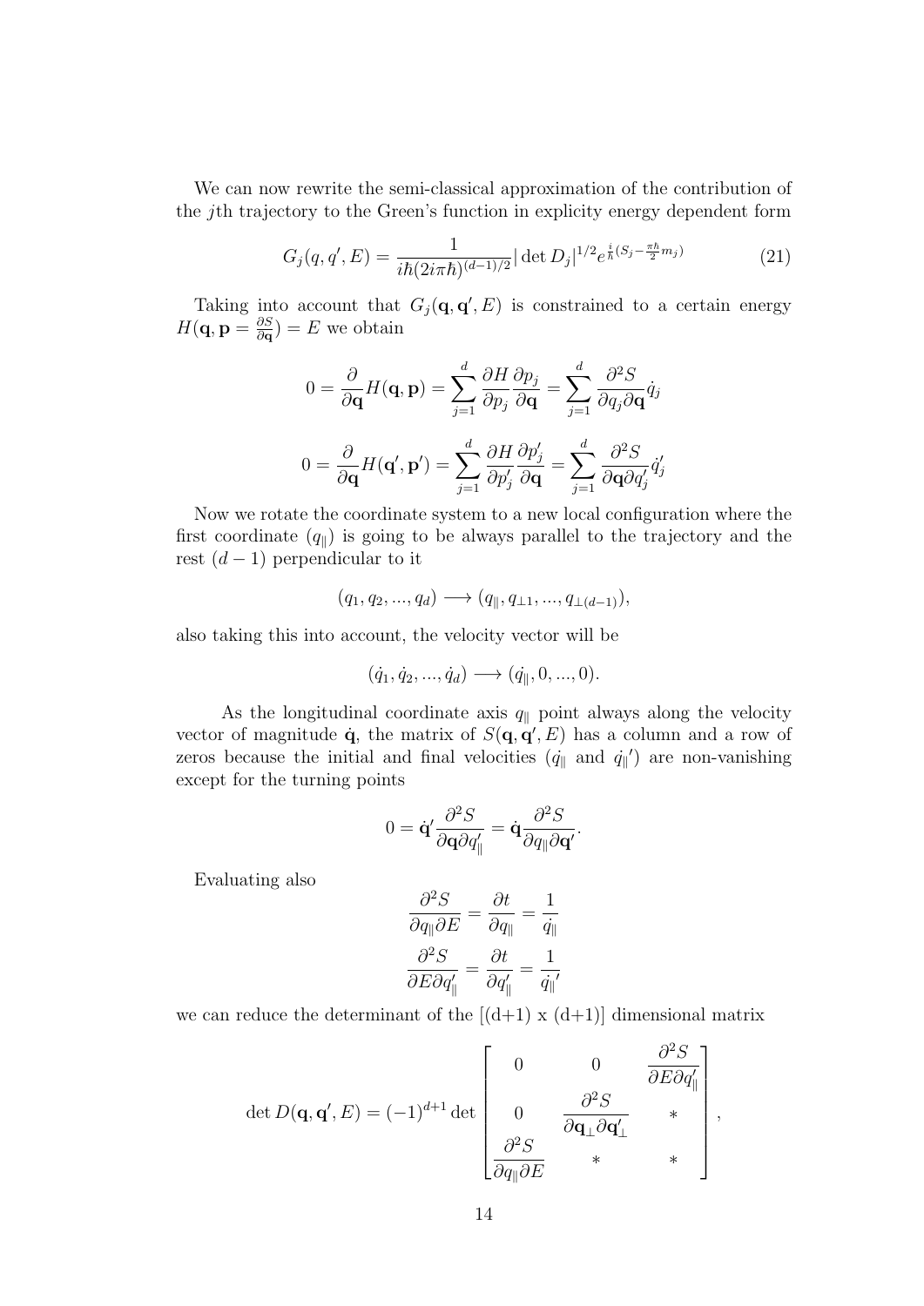We can now rewrite the semi-classical approximation of the contribution of the $j$th trajectory to the Green's function in explicity energy dependent form

$$G_j(q, q', E) = \frac{1}{i\hbar(2i\pi\hbar)^{(d-1)/2}} |\det D_j|^{1/2} e^{\frac{i}{\hbar}(S_j - \frac{\pi\hbar}{2} m_j)} \tag{21}$$

Taking into account that $G_j(\mathbf{q}, \mathbf{q}', E)$ is constrained to a certain energy $H(\mathbf{q}, \mathbf{p} = \frac{\partial S}{\partial \mathbf{q}}) = E$ we obtain

$$0 = \frac{\partial}{\partial \mathbf{q}} H(\mathbf{q}, \mathbf{p}) = \sum_{j=1}^{d} \frac{\partial H}{\partial p_j} \frac{\partial p_j}{\partial \mathbf{q}} = \sum_{j=1}^{d} \frac{\partial^2 S}{\partial q_j \partial \mathbf{q}} \dot{q}_j$$

$$0 = \frac{\partial}{\partial \mathbf{q}} H(\mathbf{q}', \mathbf{p}') = \sum_{j=1}^{d} \frac{\partial H}{\partial p'_j} \frac{\partial p'_j}{\partial \mathbf{q}} = \sum_{j=1}^{d} \frac{\partial^2 S}{\partial \mathbf{q} \partial q'_j} \dot{q}'_j$$

Now we rotate the coordinate system to a new local configuration where the first coordinate ($q_{\parallel}$) is going to be always parallel to the trajectory and the rest $(d-1)$ perpendicular to it

$$(q_1, q_2, ..., q_d) \longrightarrow (q_{\parallel}, q_{\perp 1}, ..., q_{\perp(d-1)}),$$

also taking this into account, the velocity vector will be

$$(\dot{q}_1, \dot{q}_2, ..., \dot{q}_d) \longrightarrow (\dot{q}_{\parallel}, 0, ..., 0).$$

As the longitudinal coordinate axis $q_{\parallel}$ point always along the velocity vector of magnitude $\dot{\mathbf{q}}$, the matrix of $S(\mathbf{q}, \mathbf{q}', E)$ has a column and a row of zeros because the initial and final velocities ($\dot{q_{\parallel}}$ and $\dot{q_{\parallel}}'$) are non-vanishing except for the turning points

$$0 = \dot{\mathbf{q}}' \frac{\partial^2 S}{\partial \mathbf{q} \partial q'_{\parallel}} = \dot{\mathbf{q}} \frac{\partial^2 S}{\partial q_{\parallel} \partial \mathbf{q}'}.$$

Evaluating also

$$\frac{\partial^2 S}{\partial q_{\parallel} \partial E} = \frac{\partial t}{\partial q_{\parallel}} = \frac{1}{\dot{q_{\parallel}}}$$

$$\frac{\partial^2 S}{\partial E \partial q'_{\parallel}} = \frac{\partial t}{\partial q'_{\parallel}} = \frac{1}{\dot{q_{\parallel}}'}$$

we can reduce the determinant of the [(d+1) x (d+1)] dimensional matrix

$$\det D(\mathbf{q}, \mathbf{q}', E) = (-1)^{d+1} \det \begin{bmatrix} 0 & 0 & \dfrac{\partial^2 S}{\partial E \partial q'_{\parallel}} \\ 0 & \dfrac{\partial^2 S}{\partial \mathbf{q}_{\perp} \partial \mathbf{q}'_{\perp}} & * \\ \dfrac{\partial^2 S}{\partial q_{\parallel} \partial E} & * & * \end{bmatrix},$$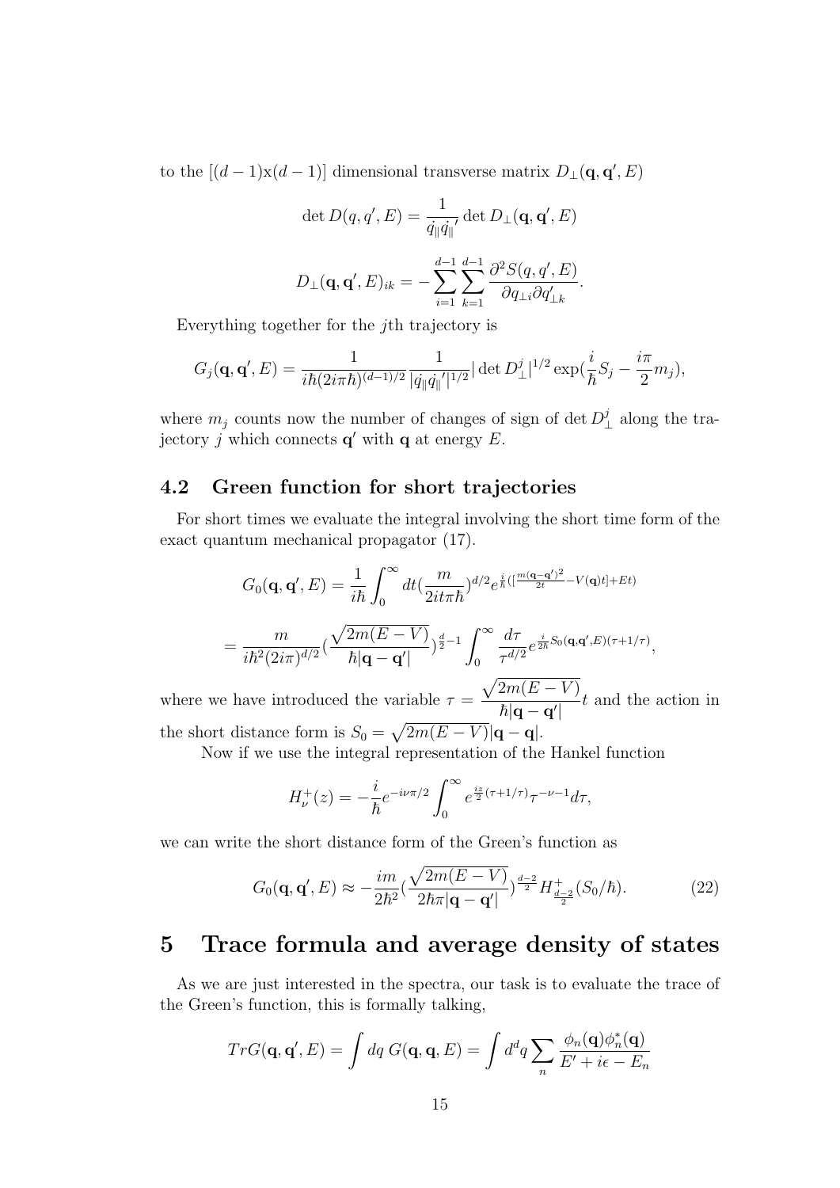to the $[(d-1)\text{x}(d-1)]$ dimensional transverse matrix $D_\perp(\mathbf{q}, \mathbf{q}', E)$

$$\det D(q, q', E) = \frac{1}{\dot{q_\parallel} \dot{q_\parallel}'} \det D_\perp(\mathbf{q}, \mathbf{q}', E)$$

$$D_\perp(\mathbf{q}, \mathbf{q}', E)_{ik} = -\sum_{i=1}^{d-1} \sum_{k=1}^{d-1} \frac{\partial^2 S(q, q', E)}{\partial q_{\perp i} \partial q'_{\perp k}}.$$

Everything together for the $j$th trajectory is

$$G_j(\mathbf{q}, \mathbf{q}', E) = \frac{1}{i\hbar (2i\pi\hbar)^{(d-1)/2}} \frac{1}{|\dot{q_\parallel} \dot{q_\parallel}'|^{1/2}} |\det D_\perp^j|^{1/2} \exp(\frac{i}{\hbar} S_j - \frac{i\pi}{2} m_j),$$

where $m_j$ counts now the number of changes of sign of $\det D_\perp^j$ along the trajectory $j$ which connects $\mathbf{q}'$ with $\mathbf{q}$ at energy $E$.

### 4.2 Green function for short trajectories

For short times we evaluate the integral involving the short time form of the exact quantum mechanical propagator (17).

$$G_0(\mathbf{q}, \mathbf{q}', E) = \frac{1}{i\hbar} \int_0^\infty dt (\frac{m}{2it\pi\hbar})^{d/2} e^{\frac{i}{\hbar}([\frac{m(\mathbf{q}-\mathbf{q}')^2}{2t} - V(\mathbf{q})t] + Et)}$$

$$= \frac{m}{i\hbar^2 (2i\pi)^{d/2}} (\frac{\sqrt{2m(E-V)}}{\hbar|\mathbf{q}-\mathbf{q}'|})^{\frac{d}{2}-1} \int_0^\infty \frac{d\tau}{\tau^{d/2}} e^{\frac{i}{2\hbar} S_0(\mathbf{q}, \mathbf{q}', E)(\tau + 1/\tau)},$$

where we have introduced the variable $\tau = \dfrac{\sqrt{2m(E-V)}}{\hbar|\mathbf{q}-\mathbf{q}'|} t$ and the action in the short distance form is $S_0 = \sqrt{2m(E-V)}|\mathbf{q}-\mathbf{q}|$.

Now if we use the integral representation of the Hankel function

$$H_\nu^+(z) = -\frac{i}{\hbar} e^{-i\nu\pi/2} \int_0^\infty e^{\frac{iz}{2}(\tau + 1/\tau)} \tau^{-\nu-1} d\tau,$$

we can write the short distance form of the Green's function as

$$G_0(\mathbf{q}, \mathbf{q}', E) \approx -\frac{im}{2\hbar^2} (\frac{\sqrt{2m(E-V)}}{2\hbar\pi|\mathbf{q}-\mathbf{q}'|})^{\frac{d-2}{2}} H_{\frac{d-2}{2}}^+(S_0/\hbar). \quad (22)$$

## 5 Trace formula and average density of states

As we are just interested in the spectra, our task is to evaluate the trace of the Green's function, this is formally talking,

$$TrG(\mathbf{q}, \mathbf{q}', E) = \int dq \, G(\mathbf{q}, \mathbf{q}, E) = \int d^d q \sum_n \frac{\phi_n(\mathbf{q}) \phi_n^*(\mathbf{q})}{E' + i\epsilon - E_n}$$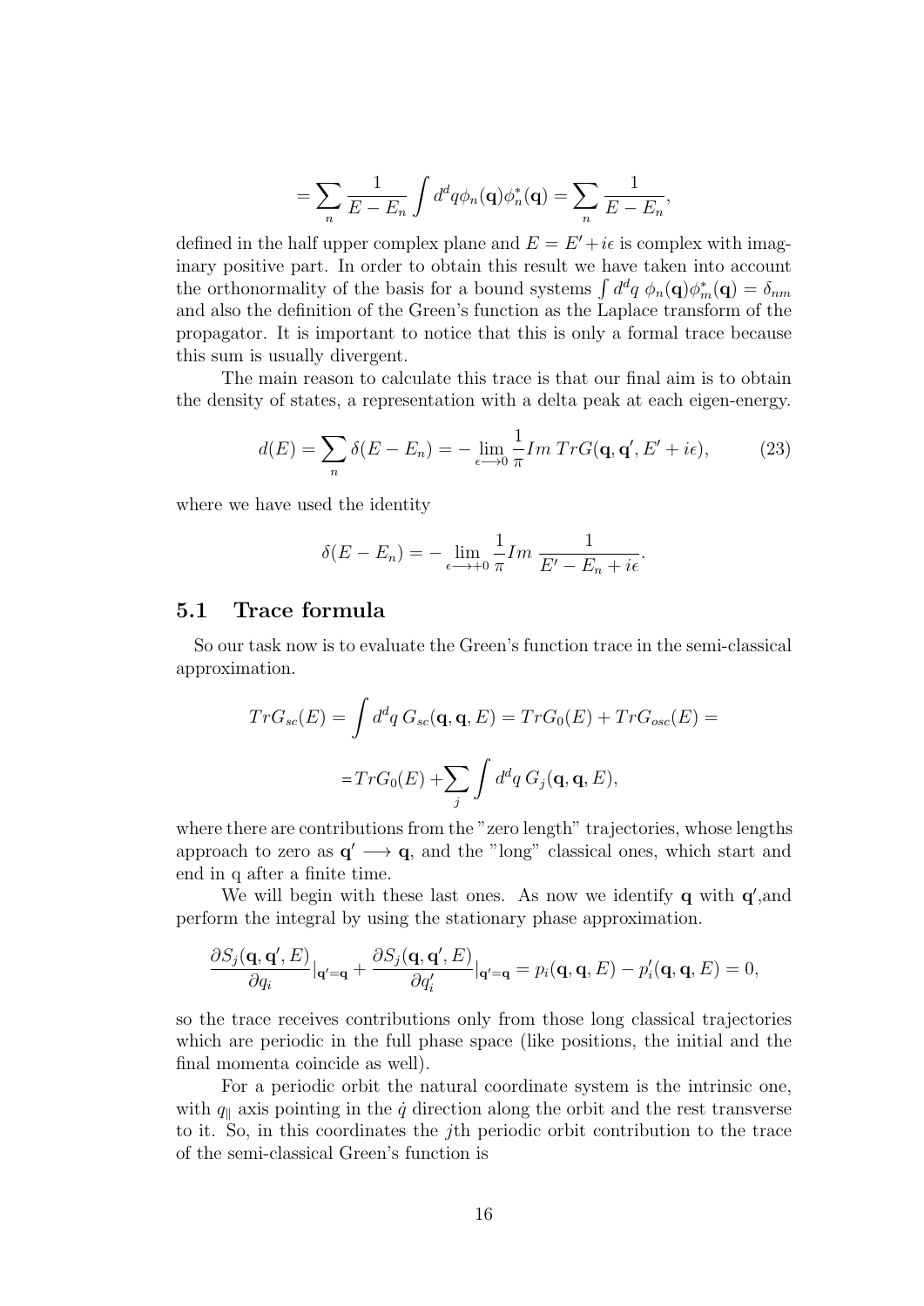$$= \sum_n \frac{1}{E - E_n} \int d^d q \phi_n(\mathbf{q}) \phi_n^*(\mathbf{q}) = \sum_n \frac{1}{E - E_n},$$

defined in the half upper complex plane and $E = E' + i\epsilon$ is complex with imaginary positive part. In order to obtain this result we have taken into account the orthonormality of the basis for a bound systems $\int d^d q \; \phi_n(\mathbf{q}) \phi_m^*(\mathbf{q}) = \delta_{nm}$ and also the definition of the Green's function as the Laplace transform of the propagator. It is important to notice that this is only a formal trace because this sum is usually divergent.

The main reason to calculate this trace is that our final aim is to obtain the density of states, a representation with a delta peak at each eigen-energy.

$$d(E) = \sum_n \delta(E - E_n) = - \lim_{\epsilon \longrightarrow 0} \frac{1}{\pi} Im \; TrG(\mathbf{q}, \mathbf{q}', E' + i\epsilon), \tag{23}$$

where we have used the identity

$$\delta(E - E_n) = - \lim_{\epsilon \longrightarrow +0} \frac{1}{\pi} Im \; \frac{1}{E' - E_n + i\epsilon}.$$

## 5.1 Trace formula

So our task now is to evaluate the Green's function trace in the semi-classical approximation.

$$TrG_{sc}(E) = \int d^d q \; G_{sc}(\mathbf{q}, \mathbf{q}, E) = TrG_0(E) + TrG_{osc}(E) =$$

$$= TrG_0(E) + \sum_j \int d^d q \; G_j(\mathbf{q}, \mathbf{q}, E),$$

where there are contributions from the "zero length" trajectories, whose lengths approach to zero as $\mathbf{q}' \longrightarrow \mathbf{q}$, and the "long" classical ones, which start and end in q after a finite time.

We will begin with these last ones. As now we identify $\mathbf{q}$ with $\mathbf{q}'$,and perform the integral by using the stationary phase approximation.

$$\frac{\partial S_j(\mathbf{q}, \mathbf{q}', E)}{\partial q_i}|_{\mathbf{q}'=\mathbf{q}} + \frac{\partial S_j(\mathbf{q}, \mathbf{q}', E)}{\partial q_i'}|_{\mathbf{q}'=\mathbf{q}} = p_i(\mathbf{q}, \mathbf{q}, E) - p_i'(\mathbf{q}, \mathbf{q}, E) = 0,$$

so the trace receives contributions only from those long classical trajectories which are periodic in the full phase space (like positions, the initial and the final momenta coincide as well).

For a periodic orbit the natural coordinate system is the intrinsic one, with $q_\parallel$ axis pointing in the $\dot{q}$ direction along the orbit and the rest transverse to it. So, in this coordinates the $j$th periodic orbit contribution to the trace of the semi-classical Green's function is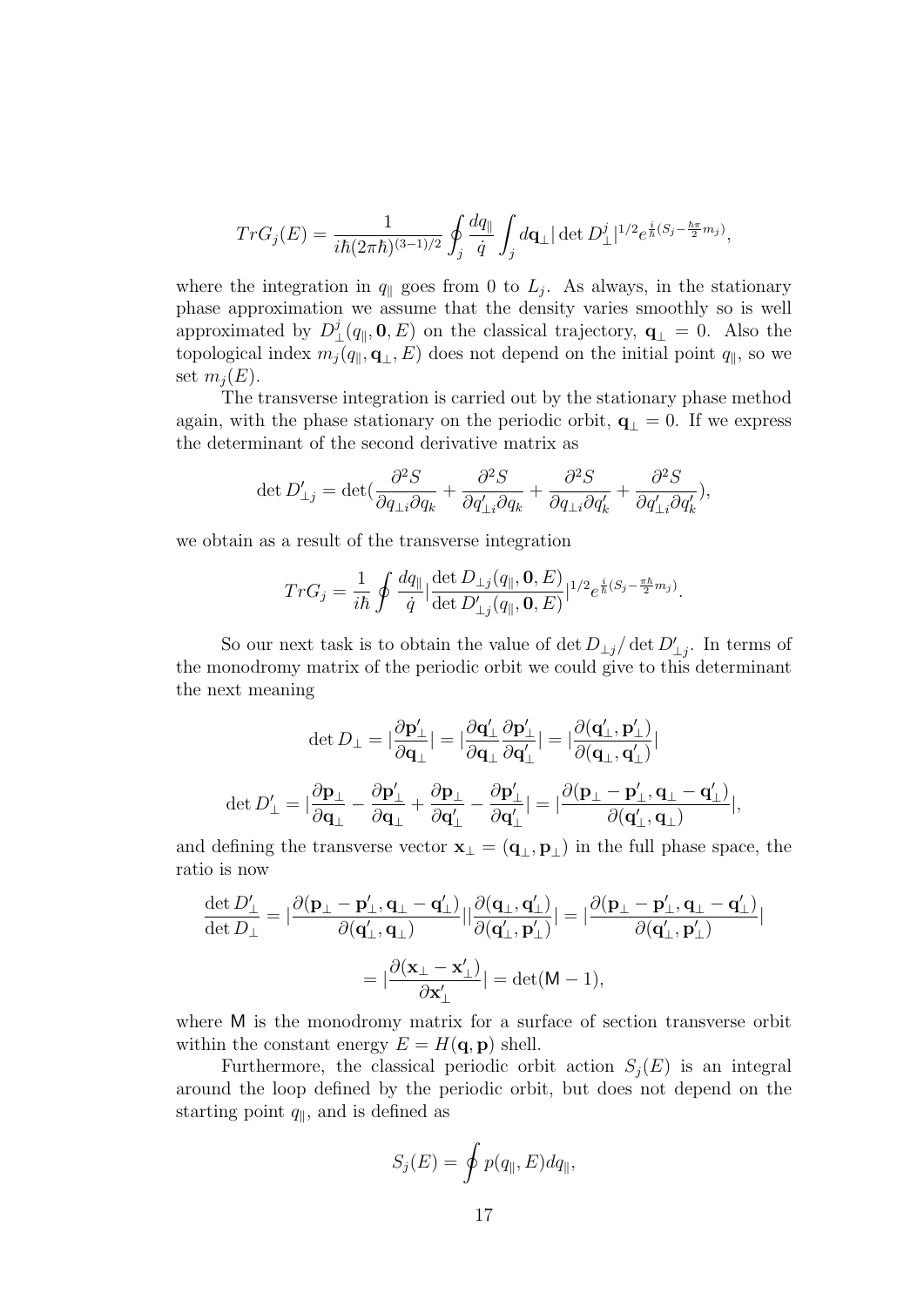$$TrG_j(E) = \frac{1}{i\hbar(2\pi\hbar)^{(3-1)/2}} \oint_j \frac{dq_\parallel}{\dot{q}} \int_j d\mathbf{q}_\perp |\det D^j_\perp|^{1/2} e^{\frac{i}{\hbar}(S_j - \frac{\hbar\pi}{2}m_j)},$$

where the integration in $q_\parallel$ goes from 0 to $L_j$. As always, in the stationary phase approximation we assume that the density varies smoothly so is well approximated by $D^j_\perp(q_\parallel, \mathbf{0}, E)$ on the classical trajectory, $\mathbf{q}_\perp = 0$. Also the topological index $m_j(q_\parallel, \mathbf{q}_\perp, E)$ does not depend on the initial point $q_\parallel$, so we set $m_j(E)$.

The transverse integration is carried out by the stationary phase method again, with the phase stationary on the periodic orbit, $\mathbf{q}_\perp = 0$. If we express the determinant of the second derivative matrix as

$$\det D'_{\perp j} = \det(\frac{\partial^2 S}{\partial q_{\perp i}\partial q_k} + \frac{\partial^2 S}{\partial q'_{\perp i}\partial q_k} + \frac{\partial^2 S}{\partial q_{\perp i}\partial q'_k} + \frac{\partial^2 S}{\partial q'_{\perp i}\partial q'_k}),$$

we obtain as a result of the transverse integration

$$TrG_j = \frac{1}{i\hbar} \oint \frac{dq_\parallel}{\dot{q}} |\frac{\det D_{\perp j}(q_\parallel, \mathbf{0}, E)}{\det D'_{\perp j}(q_\parallel, \mathbf{0}, E)}|^{1/2} e^{\frac{i}{\hbar}(S_j - \frac{\pi\hbar}{2}m_j)}.$$

So our next task is to obtain the value of $\det D_{\perp j}/\det D'_{\perp j}$. In terms of the monodromy matrix of the periodic orbit we could give to this determinant the next meaning

$$\det D_\perp = |\frac{\partial \mathbf{p}'_\perp}{\partial \mathbf{q}_\perp}| = |\frac{\partial \mathbf{q}'_\perp}{\partial \mathbf{q}_\perp}\frac{\partial \mathbf{p}'_\perp}{\partial \mathbf{q}'_\perp}| = |\frac{\partial(\mathbf{q}'_\perp, \mathbf{p}'_\perp)}{\partial(\mathbf{q}_\perp, \mathbf{q}'_\perp)}|$$

$$\det D'_\perp = |\frac{\partial \mathbf{p}_\perp}{\partial \mathbf{q}_\perp} - \frac{\partial \mathbf{p}'_\perp}{\partial \mathbf{q}_\perp} + \frac{\partial \mathbf{p}_\perp}{\partial \mathbf{q}'_\perp} - \frac{\partial \mathbf{p}'_\perp}{\partial \mathbf{q}'_\perp}| = |\frac{\partial(\mathbf{p}_\perp - \mathbf{p}'_\perp, \mathbf{q}_\perp - \mathbf{q}'_\perp)}{\partial(\mathbf{q}'_\perp, \mathbf{q}_\perp)}|,$$

and defining the transverse vector $\mathbf{x}_\perp = (\mathbf{q}_\perp, \mathbf{p}_\perp)$ in the full phase space, the ratio is now

$$\frac{\det D'_\perp}{\det D_\perp} = |\frac{\partial(\mathbf{p}_\perp - \mathbf{p}'_\perp, \mathbf{q}_\perp - \mathbf{q}'_\perp)}{\partial(\mathbf{q}'_\perp, \mathbf{q}_\perp)}||\frac{\partial(\mathbf{q}_\perp, \mathbf{q}'_\perp)}{\partial(\mathbf{q}'_\perp, \mathbf{p}'_\perp)}| = |\frac{\partial(\mathbf{p}_\perp - \mathbf{p}'_\perp, \mathbf{q}_\perp - \mathbf{q}'_\perp)}{\partial(\mathbf{q}'_\perp, \mathbf{p}'_\perp)}|$$

$$= |\frac{\partial(\mathbf{x}_\perp - \mathbf{x}'_\perp)}{\partial \mathbf{x}'_\perp}| = \det(\mathsf{M} - 1),$$

where $\mathsf{M}$ is the monodromy matrix for a surface of section transverse orbit within the constant energy $E = H(\mathbf{q}, \mathbf{p})$ shell.

Furthermore, the classical periodic orbit action $S_j(E)$ is an integral around the loop defined by the periodic orbit, but does not depend on the starting point $q_\parallel$, and is defined as

$$S_j(E) = \oint p(q_\parallel, E) dq_\parallel,$$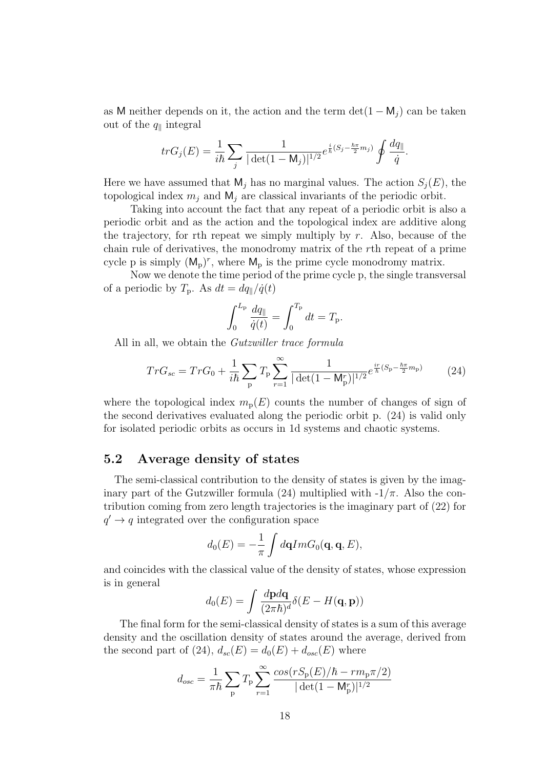as $\mathsf{M}$ neither depends on it, the action and the term $\det(1-\mathsf{M}_j)$ can be taken out of the $q_\parallel$ integral

$$trG_j(E) = \frac{1}{i\hbar}\sum_j \frac{1}{|\det(1-\mathsf{M}_j)|^{1/2}} e^{\frac{i}{\hbar}(S_j - \frac{\hbar\pi}{2}m_j)} \oint \frac{dq_\parallel}{\dot{q}}.$$

Here we have assumed that $\mathsf{M}_j$ has no marginal values. The action $S_j(E)$, the topological index $m_j$ and $\mathsf{M}_j$ are classical invariants of the periodic orbit.

Taking into account the fact that any repeat of a periodic orbit is also a periodic orbit and as the action and the topological index are additive along the trajectory, for rth repeat we simply multiply by $r$. Also, because of the chain rule of derivatives, the monodromy matrix of the $r$th repeat of a prime cycle p is simply $(\mathsf{M}_\mathrm{p})^r$, where $\mathsf{M}_\mathrm{p}$ is the prime cycle monodromy matrix.

Now we denote the time period of the prime cycle p, the single transversal of a periodic by $T_\mathrm{p}$. As $dt = dq_\parallel/\dot{q}(t)$

$$\int_0^{L_\mathrm{p}} \frac{dq_\parallel}{\dot{q}(t)} = \int_0^{T_\mathrm{p}} dt = T_\mathrm{p}.$$

All in all, we obtain the *Gutzwiller trace formula*

$$TrG_{sc} = TrG_0 + \frac{1}{i\hbar}\sum_\mathrm{p} T_\mathrm{p} \sum_{r=1}^{\infty} \frac{1}{|\det(1-\mathsf{M}_\mathrm{p}^r)|^{1/2}} e^{\frac{ir}{\hbar}(S_\mathrm{p} - \frac{\hbar\pi}{2}m_\mathrm{p})} \tag{24}$$

where the topological index $m_\mathrm{p}(E)$ counts the number of changes of sign of the second derivatives evaluated along the periodic orbit p. (24) is valid only for isolated periodic orbits as occurs in 1d systems and chaotic systems.

## 5.2 Average density of states

The semi-classical contribution to the density of states is given by the imaginary part of the Gutzwiller formula (24) multiplied with -$1/\pi$. Also the contribution coming from zero length trajectories is the imaginary part of (22) for $q' \to q$ integrated over the configuration space

$$d_0(E) = -\frac{1}{\pi}\int d\mathbf{q} Im G_0(\mathbf{q}, \mathbf{q}, E),$$

and coincides with the classical value of the density of states, whose expression is in general

$$d_0(E) = \int \frac{d\mathbf{p}d\mathbf{q}}{(2\pi\hbar)^d}\delta(E - H(\mathbf{q}, \mathbf{p}))$$

The final form for the semi-classical density of states is a sum of this average density and the oscillation density of states around the average, derived from the second part of (24), $d_{sc}(E) = d_0(E) + d_{osc}(E)$ where

$$d_{osc} = \frac{1}{\pi\hbar}\sum_\mathrm{p} T_\mathrm{p} \sum_{r=1}^{\infty} \frac{cos(rS_\mathrm{p}(E)/\hbar - rm_\mathrm{p}\pi/2)}{|\det(1-\mathsf{M}_\mathrm{p}^r)|^{1/2}}$$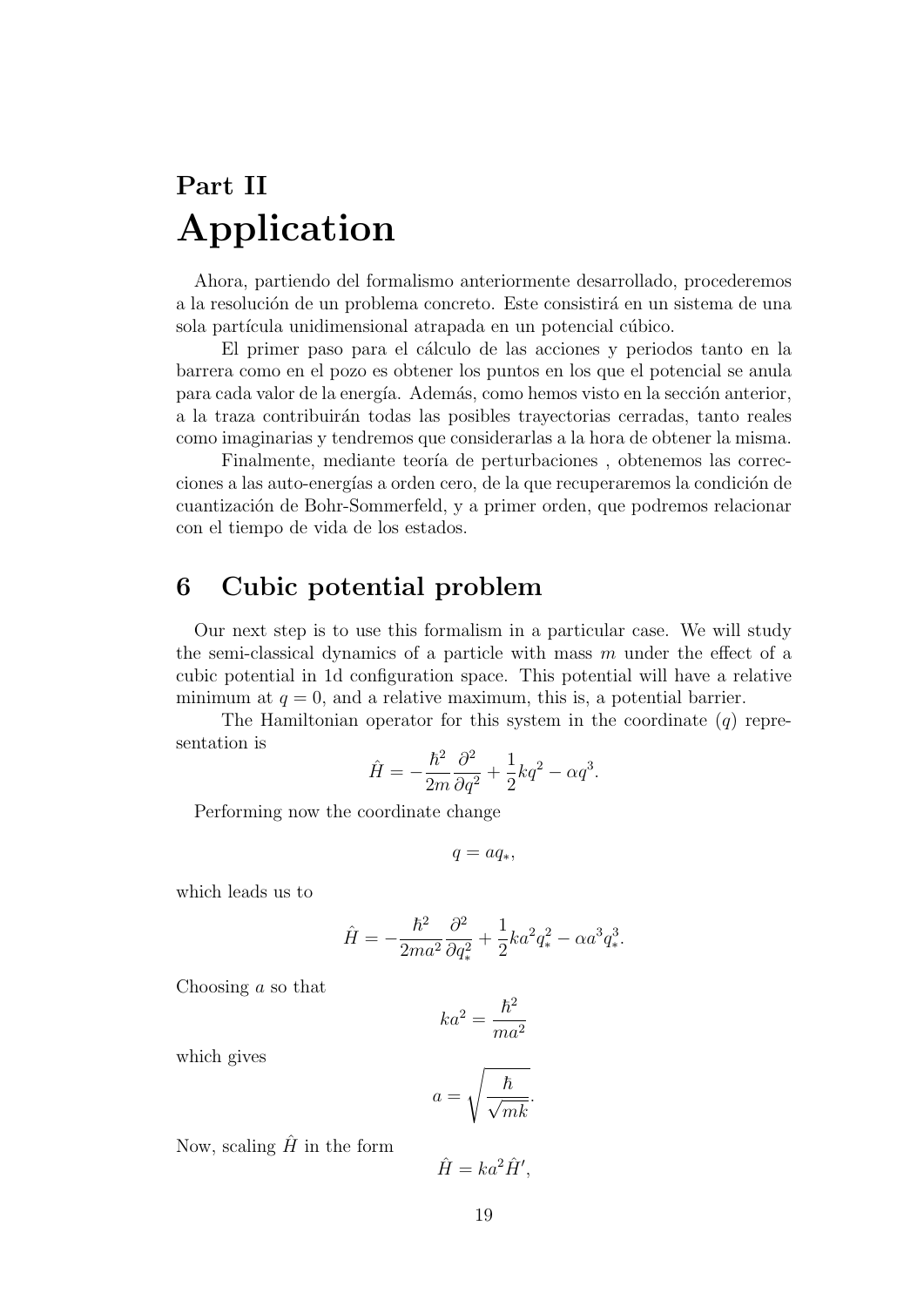# Part II

# Application

Ahora, partiendo del formalismo anteriormente desarrollado, procederemos a la resolución de un problema concreto. Este consistirá en un sistema de una sola partícula unidimensional atrapada en un potencial cúbico.

El primer paso para el cálculo de las acciones y periodos tanto en la barrera como en el pozo es obtener los puntos en los que el potencial se anula para cada valor de la energía. Además, como hemos visto en la sección anterior, a la traza contribuirán todas las posibles trayectorias cerradas, tanto reales como imaginarias y tendremos que considerarlas a la hora de obtener la misma.

Finalmente, mediante teoría de perturbaciones , obtenemos las correcciones a las auto-energías a orden cero, de la que recuperaremos la condición de cuantización de Bohr-Sommerfeld, y a primer orden, que podremos relacionar con el tiempo de vida de los estados.

## 6 Cubic potential problem

Our next step is to use this formalism in a particular case. We will study the semi-classical dynamics of a particle with mass $m$ under the effect of a cubic potential in 1d configuration space. This potential will have a relative minimum at $q = 0$, and a relative maximum, this is, a potential barrier.

The Hamiltonian operator for this system in the coordinate ($q$) representation is

$$\hat{H} = -\frac{\hbar^2}{2m}\frac{\partial^2}{\partial q^2} + \frac{1}{2}kq^2 - \alpha q^3.$$

Performing now the coordinate change

$$q = aq_*,$$

which leads us to

$$\hat{H} = -\frac{\hbar^2}{2ma^2}\frac{\partial^2}{\partial q_*^2} + \frac{1}{2}ka^2q_*^2 - \alpha a^3 q_*^3.$$

Choosing $a$ so that

$$ka^2 = \frac{\hbar^2}{ma^2}$$

which gives

$$a = \sqrt{\frac{\hbar}{\sqrt{mk}}}.$$

Now, scaling $\hat{H}$ in the form

$$\hat{H} = ka^2\hat{H}',$$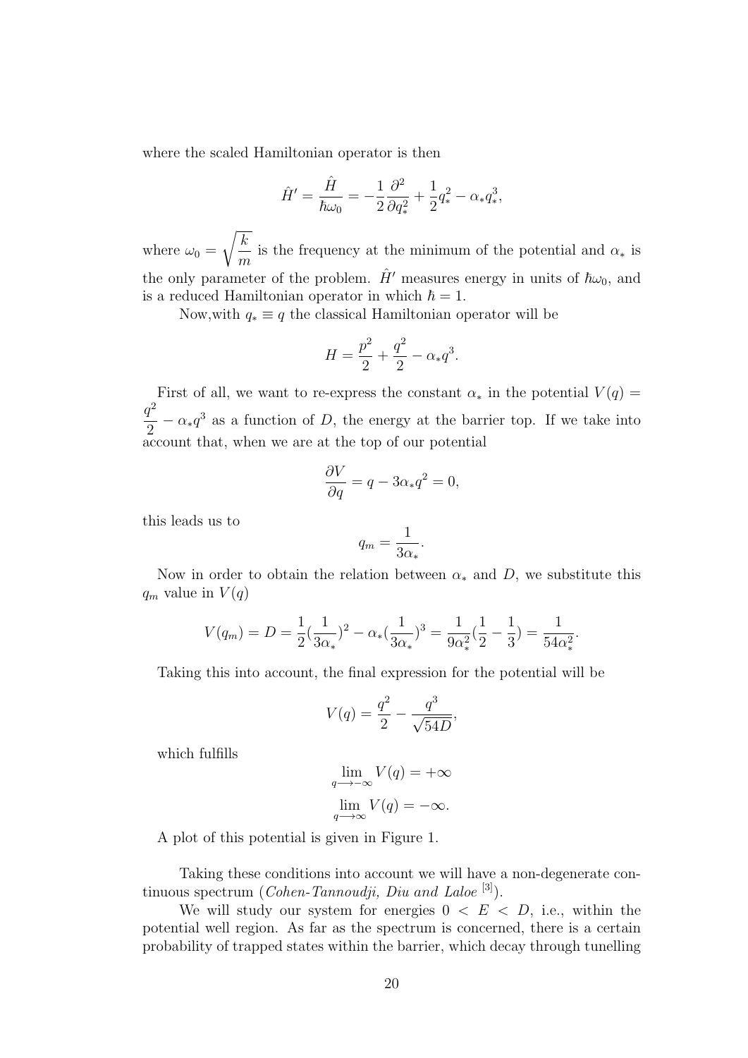where the scaled Hamiltonian operator is then

$$\hat{H}' = \frac{\hat{H}}{\hbar\omega_0} = -\frac{1}{2}\frac{\partial^2}{\partial q_*^2} + \frac{1}{2}q_*^2 - \alpha_* q_*^3,$$

where $\omega_0 = \sqrt{\dfrac{k}{m}}$ is the frequency at the minimum of the potential and $\alpha_*$ is the only parameter of the problem. $\hat{H}'$ measures energy in units of $\hbar\omega_0$, and is a reduced Hamiltonian operator in which $\hbar = 1$.

Now,with $q_* \equiv q$ the classical Hamiltonian operator will be

$$H = \frac{p^2}{2} + \frac{q^2}{2} - \alpha_* q^3.$$

First of all, we want to re-express the constant $\alpha_*$ in the potential $V(q) = \dfrac{q^2}{2} - \alpha_* q^3$ as a function of $D$, the energy at the barrier top. If we take into account that, when we are at the top of our potential

$$\frac{\partial V}{\partial q} = q - 3\alpha_* q^2 = 0,$$

this leads us to

$$q_m = \frac{1}{3\alpha_*}.$$

Now in order to obtain the relation between $\alpha_*$ and $D$, we substitute this $q_m$ value in $V(q)$

$$V(q_m) = D = \frac{1}{2}(\frac{1}{3\alpha_*})^2 - \alpha_*(\frac{1}{3\alpha_*})^3 = \frac{1}{9\alpha_*^2}(\frac{1}{2} - \frac{1}{3}) = \frac{1}{54\alpha_*^2}.$$

Taking this into account, the final expression for the potential will be

$$V(q) = \frac{q^2}{2} - \frac{q^3}{\sqrt{54D}},$$

which fulfills

$$\lim_{q \longrightarrow -\infty} V(q) = +\infty$$

$$\lim_{q \longrightarrow \infty} V(q) = -\infty.$$

A plot of this potential is given in Figure 1.

Taking these conditions into account we will have a non-degenerate continuous spectrum (*Cohen-Tannoudji, Diu and Laloe* [3]).

We will study our system for energies $0 < E < D$, i.e., within the potential well region. As far as the spectrum is concerned, there is a certain probability of trapped states within the barrier, which decay through tunelling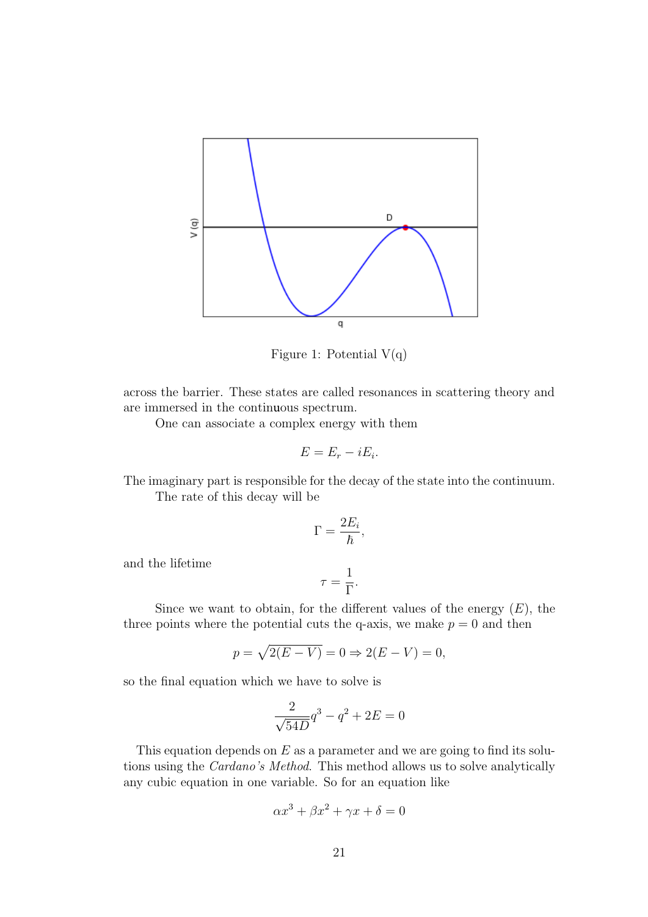Figure 1: Potential V(q)

across the barrier. These states are called resonances in scattering theory and are immersed in the continuous spectrum.

One can associate a complex energy with them

$$E = E_r - iE_i.$$

The imaginary part is responsible for the decay of the state into the continuum.

The rate of this decay will be

$$\Gamma = \frac{2E_i}{\hbar},$$

and the lifetime

$$\tau = \frac{1}{\Gamma}.$$

Since we want to obtain, for the different values of the energy ($E$), the three points where the potential cuts the q-axis, we make $p = 0$ and then

$$p = \sqrt{2(E - V)} = 0 \Rightarrow 2(E - V) = 0,$$

so the final equation which we have to solve is

$$\frac{2}{\sqrt{54D}} q^3 - q^2 + 2E = 0$$

This equation depends on $E$ as a parameter and we are going to find its solutions using the *Cardano's Method*. This method allows us to solve analytically any cubic equation in one variable. So for an equation like

$$\alpha x^3 + \beta x^2 + \gamma x + \delta = 0$$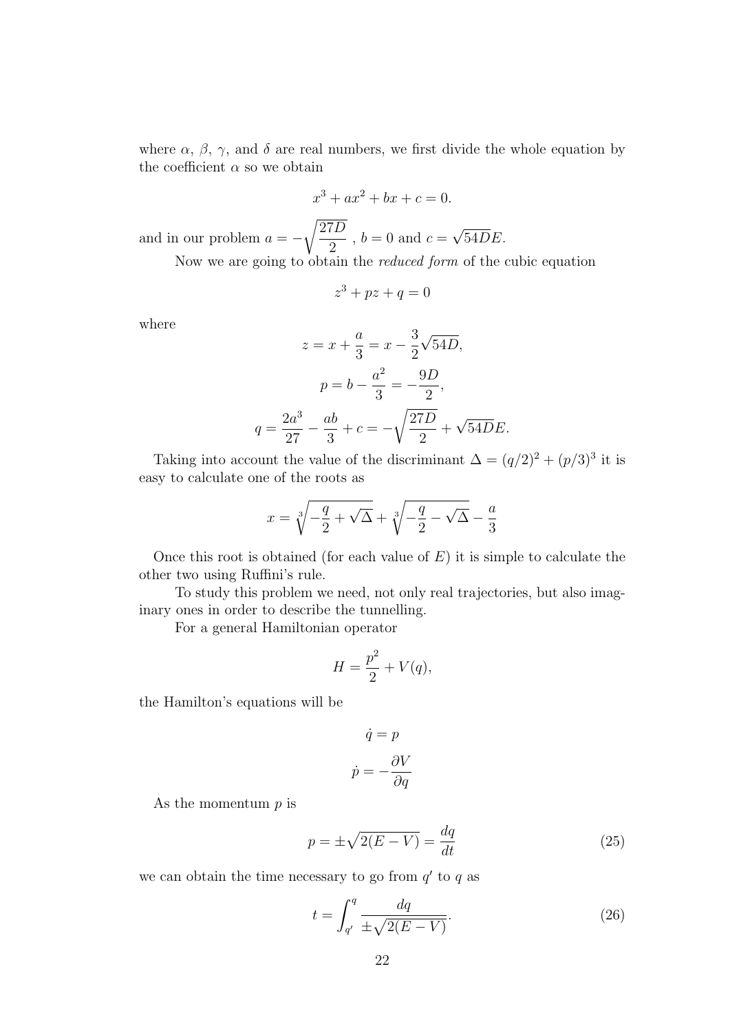where $\alpha$, $\beta$, $\gamma$, and $\delta$ are real numbers, we first divide the whole equation by the coefficient $\alpha$ so we obtain

$$x^3 + ax^2 + bx + c = 0.$$

and in our problem $a = -\sqrt{\dfrac{27D}{2}}$ , $b = 0$ and $c = \sqrt{54D}E$.

Now we are going to obtain the *reduced form* of the cubic equation

$$z^3 + pz + q = 0$$

where

$$z = x + \frac{a}{3} = x - \frac{3}{2}\sqrt{54D},$$

$$p = b - \frac{a^2}{3} = -\frac{9D}{2},$$

$$q = \frac{2a^3}{27} - \frac{ab}{3} + c = -\sqrt{\frac{27D}{2}} + \sqrt{54D}E.$$

Taking into account the value of the discriminant $\Delta = (q/2)^2 + (p/3)^3$ it is easy to calculate one of the roots as

$$x = \sqrt[3]{-\frac{q}{2} + \sqrt{\Delta}} + \sqrt[3]{-\frac{q}{2} - \sqrt{\Delta}} - \frac{a}{3}$$

Once this root is obtained (for each value of $E$) it is simple to calculate the other two using Ruffini's rule.

To study this problem we need, not only real trajectories, but also imaginary ones in order to describe the tunnelling.

For a general Hamiltonian operator

$$H = \frac{p^2}{2} + V(q),$$

the Hamilton's equations will be

$$\dot{q} = p$$

$$\dot{p} = -\frac{\partial V}{\partial q}$$

As the momentum $p$ is

$$p = \pm\sqrt{2(E - V)} = \frac{dq}{dt} \tag{25}$$

we can obtain the time necessary to go from $q'$ to $q$ as

$$t = \int_{q'}^{q} \frac{dq}{\pm\sqrt{2(E - V)}}. \tag{26}$$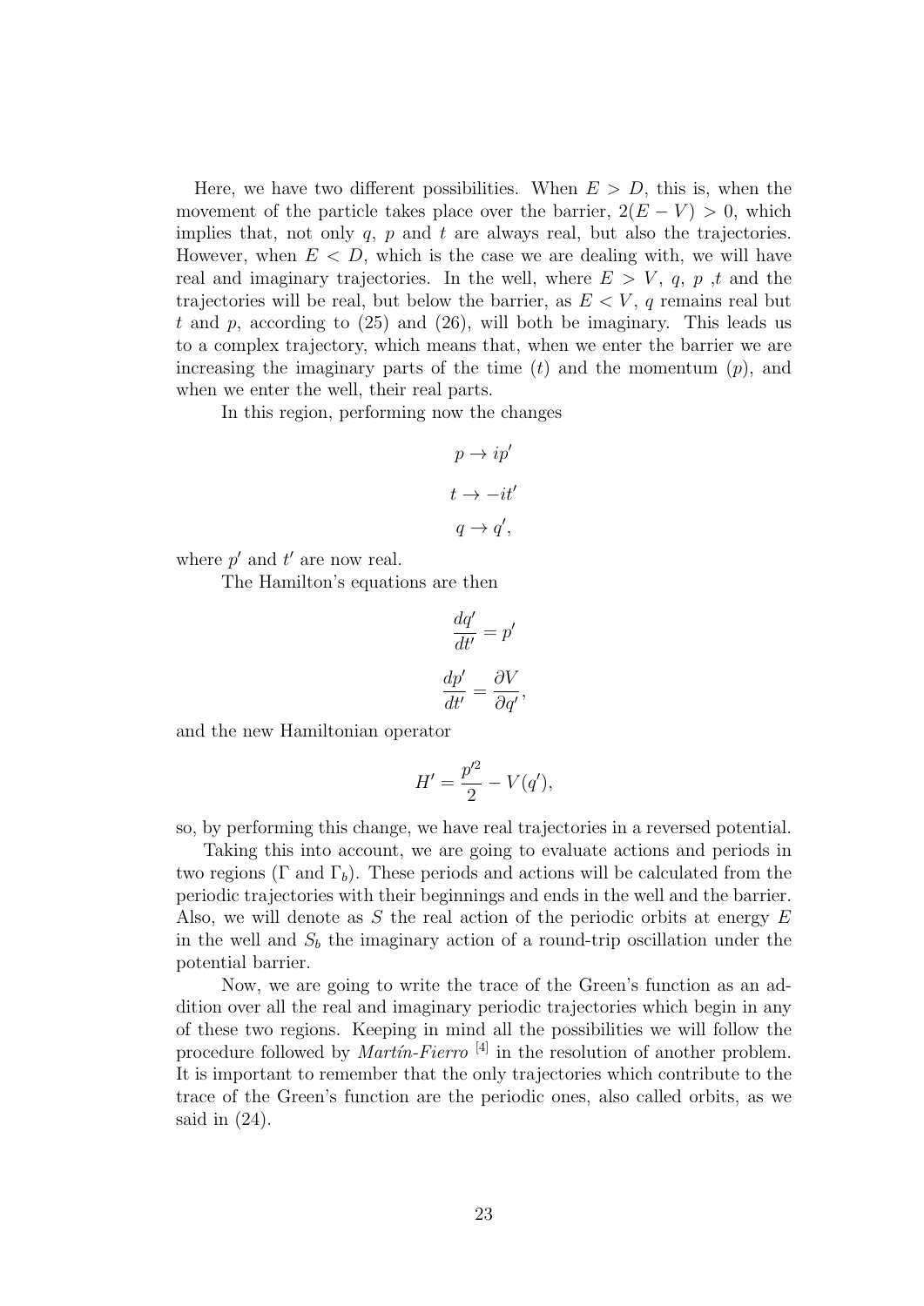Here, we have two different possibilities. When $E > D$, this is, when the movement of the particle takes place over the barrier, $2(E - V) > 0$, which implies that, not only $q$, $p$ and $t$ are always real, but also the trajectories. However, when $E < D$, which is the case we are dealing with, we will have real and imaginary trajectories. In the well, where $E > V$, $q$, $p$ ,$t$ and the trajectories will be real, but below the barrier, as $E < V$, $q$ remains real but $t$ and $p$, according to (25) and (26), will both be imaginary. This leads us to a complex trajectory, which means that, when we enter the barrier we are increasing the imaginary parts of the time ($t$) and the momentum ($p$), and when we enter the well, their real parts.

In this region, performing now the changes

$$p \to ip'$$

$$t \to -it'$$

$$q \to q',$$

where $p'$ and $t'$ are now real.

The Hamilton's equations are then

$$\frac{dq'}{dt'} = p'$$

$$\frac{dp'}{dt'} = \frac{\partial V}{\partial q'},$$

and the new Hamiltonian operator

$$H' = \frac{p'^2}{2} - V(q'),$$

so, by performing this change, we have real trajectories in a reversed potential.

Taking this into account, we are going to evaluate actions and periods in two regions ($\Gamma$ and $\Gamma_b$). These periods and actions will be calculated from the periodic trajectories with their beginnings and ends in the well and the barrier. Also, we will denote as $S$ the real action of the periodic orbits at energy $E$ in the well and $S_b$ the imaginary action of a round-trip oscillation under the potential barrier.

Now, we are going to write the trace of the Green's function as an addition over all the real and imaginary periodic trajectories which begin in any of these two regions. Keeping in mind all the possibilities we will follow the procedure followed by *Martín-Fierro* [4] in the resolution of another problem. It is important to remember that the only trajectories which contribute to the trace of the Green's function are the periodic ones, also called orbits, as we said in (24).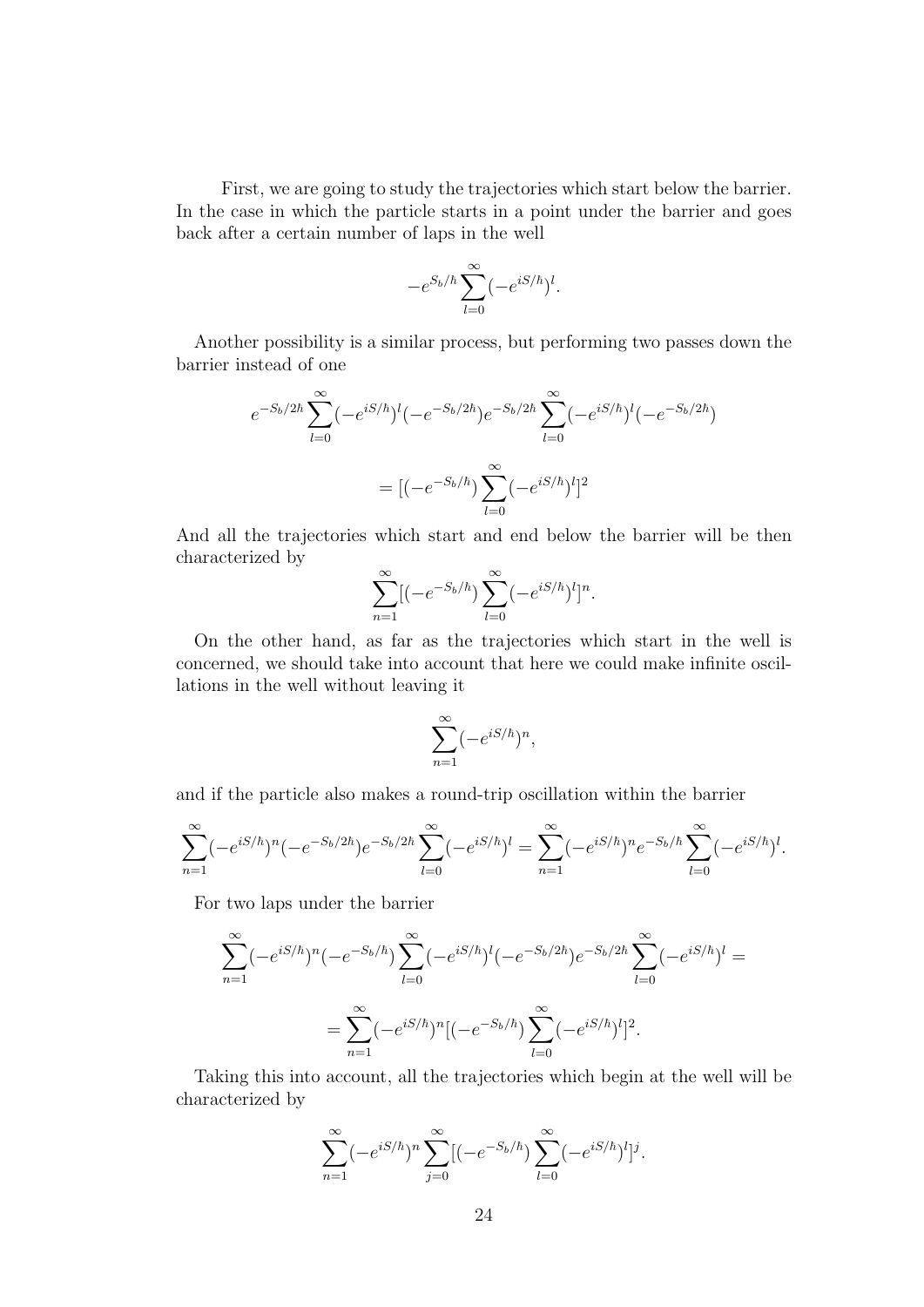First, we are going to study the trajectories which start below the barrier. In the case in which the particle starts in a point under the barrier and goes back after a certain number of laps in the well

$$-e^{S_b/\hbar}\sum_{l=0}^{\infty}(-e^{iS/\hbar})^l.$$

Another possibility is a similar process, but performing two passes down the barrier instead of one

$$e^{-S_b/2\hbar}\sum_{l=0}^{\infty}(-e^{iS/\hbar})^l(-e^{-S_b/2\hbar})e^{-S_b/2\hbar}\sum_{l=0}^{\infty}(-e^{iS/\hbar})^l(-e^{-S_b/2\hbar})$$

$$=[(-e^{-S_b/\hbar})\sum_{l=0}^{\infty}(-e^{iS/\hbar})^l]^2$$

And all the trajectories which start and end below the barrier will be then characterized by

$$\sum_{n=1}^{\infty}[(-e^{-S_b/\hbar})\sum_{l=0}^{\infty}(-e^{iS/\hbar})^l]^n.$$

On the other hand, as far as the trajectories which start in the well is concerned, we should take into account that here we could make infinite oscillations in the well without leaving it

$$\sum_{n=1}^{\infty}(-e^{iS/\hbar})^n,$$

and if the particle also makes a round-trip oscillation within the barrier

$$\sum_{n=1}^{\infty}(-e^{iS/\hbar})^n(-e^{-S_b/2\hbar})e^{-S_b/2\hbar}\sum_{l=0}^{\infty}(-e^{iS/\hbar})^l=\sum_{n=1}^{\infty}(-e^{iS/\hbar})^n e^{-S_b/\hbar}\sum_{l=0}^{\infty}(-e^{iS/\hbar})^l.$$

For two laps under the barrier

$$\sum_{n=1}^{\infty}(-e^{iS/\hbar})^n(-e^{-S_b/\hbar})\sum_{l=0}^{\infty}(-e^{iS/\hbar})^l(-e^{-S_b/2\hbar})e^{-S_b/2\hbar}\sum_{l=0}^{\infty}(-e^{iS/\hbar})^l=$$

$$=\sum_{n=1}^{\infty}(-e^{iS/\hbar})^n[(-e^{-S_b/\hbar})\sum_{l=0}^{\infty}(-e^{iS/\hbar})^l]^2.$$

Taking this into account, all the trajectories which begin at the well will be characterized by

$$\sum_{n=1}^{\infty}(-e^{iS/\hbar})^n\sum_{j=0}^{\infty}[(-e^{-S_b/\hbar})\sum_{l=0}^{\infty}(-e^{iS/\hbar})^l]^j.$$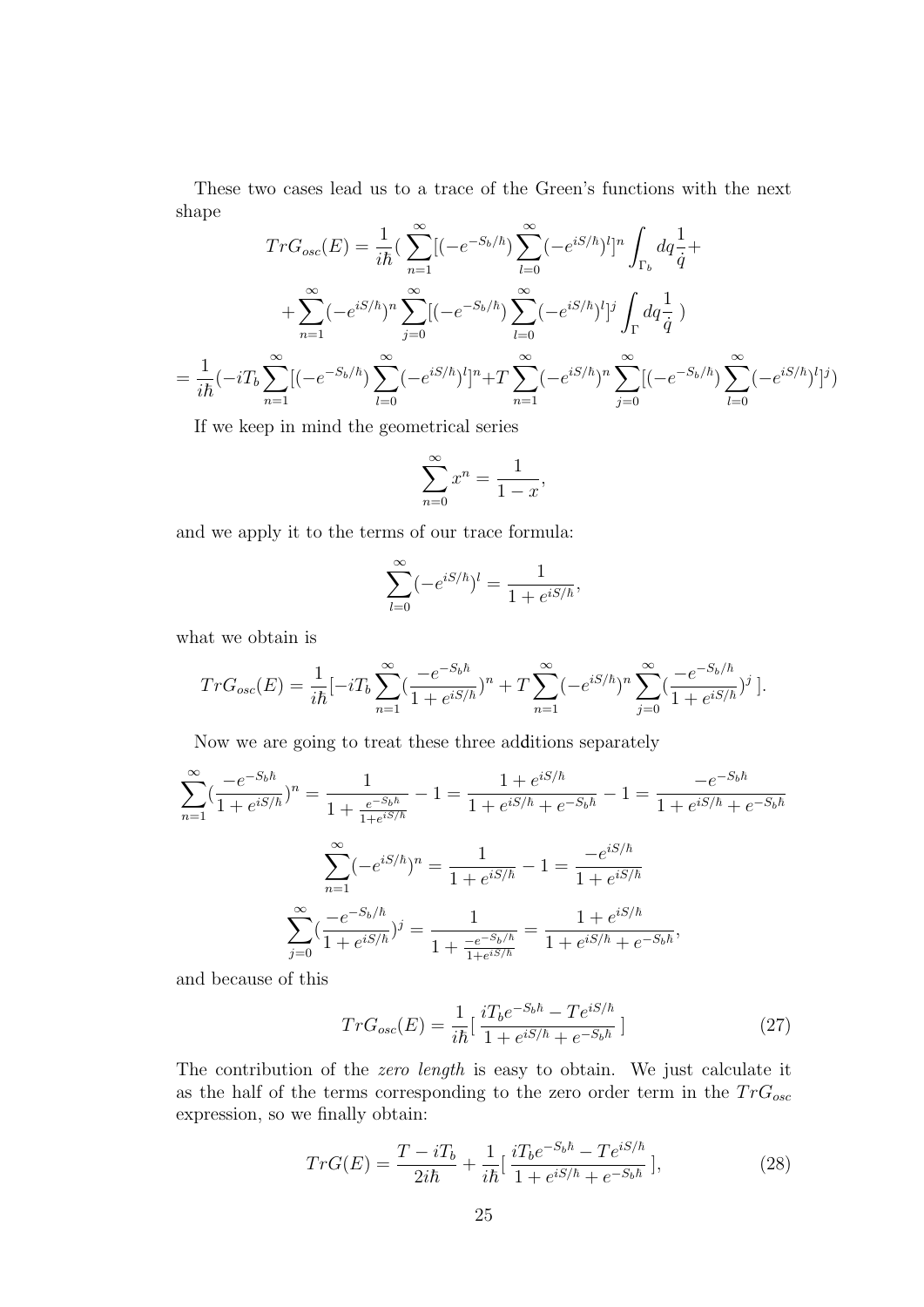These two cases lead us to a trace of the Green's functions with the next shape

$$TrG_{osc}(E) = \frac{1}{i\hbar}( \sum_{n=1}^{\infty}[(-e^{-S_b/\hbar})\sum_{l=0}^{\infty}(-e^{iS/\hbar})^l]^n \int_{\Gamma_b} dq\frac{1}{\dot{q}} +$$

$$+\sum_{n=1}^{\infty}(-e^{iS/\hbar})^n \sum_{j=0}^{\infty}[(-e^{-S_b/\hbar})\sum_{l=0}^{\infty}(-e^{iS/\hbar})^l]^j \int_{\Gamma} dq\frac{1}{\dot{q}} )$$

$$= \frac{1}{i\hbar}(-iT_b\sum_{n=1}^{\infty}[(-e^{-S_b/\hbar})\sum_{l=0}^{\infty}(-e^{iS/\hbar})^l]^n + T\sum_{n=1}^{\infty}(-e^{iS/\hbar})^n\sum_{j=0}^{\infty}[(-e^{-S_b/\hbar})\sum_{l=0}^{\infty}(-e^{iS/\hbar})^l]^j)$$

If we keep in mind the geometrical series

$$\sum_{n=0}^{\infty} x^n = \frac{1}{1-x},$$

and we apply it to the terms of our trace formula:

$$\sum_{l=0}^{\infty}(-e^{iS/\hbar})^l = \frac{1}{1+e^{iS/\hbar}},$$

what we obtain is

$$TrG_{osc}(E) = \frac{1}{i\hbar}[-iT_b\sum_{n=1}^{\infty}(\frac{-e^{-S_b\hbar}}{1+e^{iS/\hbar}})^n + T\sum_{n=1}^{\infty}(-e^{iS/\hbar})^n\sum_{j=0}^{\infty}(\frac{-e^{-S_b/\hbar}}{1+e^{iS/\hbar}})^j\ ].$$

Now we are going to treat these three additions separately

$$\sum_{n=1}^{\infty}(\frac{-e^{-S_b\hbar}}{1+e^{iS/\hbar}})^n = \frac{1}{1+\frac{e^{-S_b\hbar}}{1+e^{iS/\hbar}}} - 1 = \frac{1+e^{iS/\hbar}}{1+e^{iS/\hbar}+e^{-S_b\hbar}} - 1 = \frac{-e^{-S_b\hbar}}{1+e^{iS/\hbar}+e^{-S_b\hbar}}$$

$$\sum_{n=1}^{\infty}(-e^{iS/\hbar})^n = \frac{1}{1+e^{iS/\hbar}} - 1 = \frac{-e^{iS/\hbar}}{1+e^{iS/\hbar}}$$

$$\sum_{j=0}^{\infty}(\frac{-e^{-S_b/\hbar}}{1+e^{iS/\hbar}})^j = \frac{1}{1+\frac{-e^{-S_b/\hbar}}{1+e^{iS/\hbar}}} = \frac{1+e^{iS/\hbar}}{1+e^{iS/\hbar}+e^{-S_b\hbar}},$$

and because of this

$$TrG_{osc}(E) = \frac{1}{i\hbar}[\ \frac{iT_b e^{-S_b\hbar} - Te^{iS/\hbar}}{1+e^{iS/\hbar}+e^{-S_b\hbar}}\ ] \tag{27}$$

The contribution of the *zero length* is easy to obtain. We just calculate it as the half of the terms corresponding to the zero order term in the $TrG_{osc}$ expression, so we finally obtain:

$$TrG(E) = \frac{T - iT_b}{2i\hbar} + \frac{1}{i\hbar}[\ \frac{iT_b e^{-S_b\hbar} - Te^{iS/\hbar}}{1+e^{iS/\hbar}+e^{-S_b\hbar}}\ ], \tag{28}$$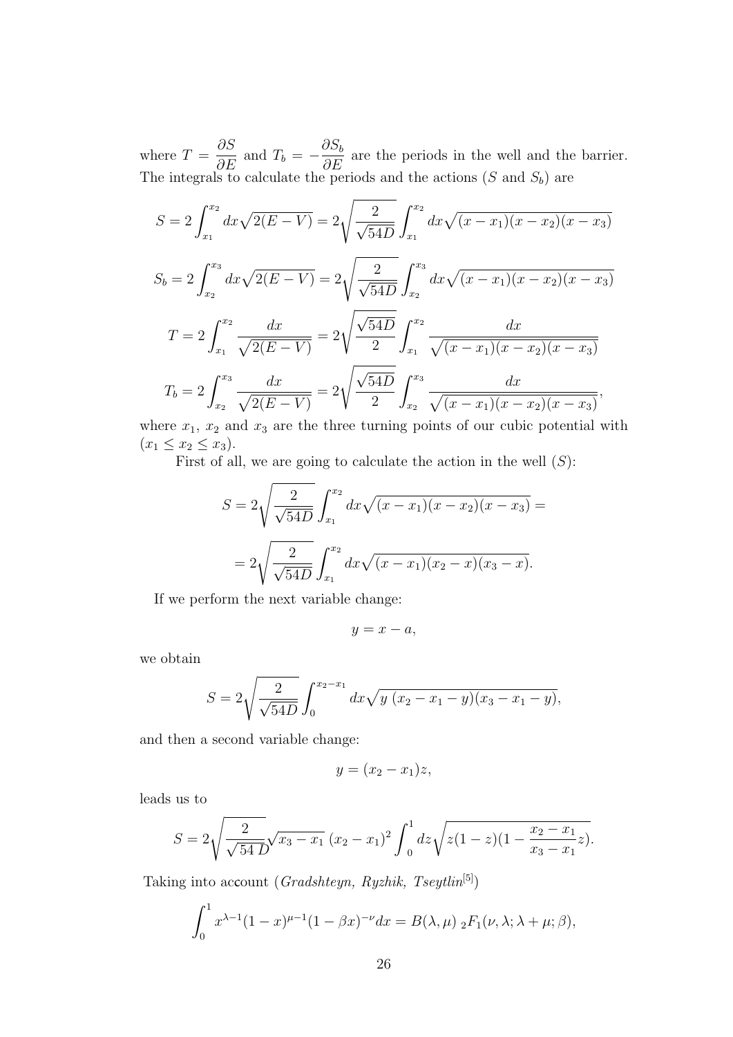where $T = \dfrac{\partial S}{\partial E}$ and $T_b = -\dfrac{\partial S_b}{\partial E}$ are the periods in the well and the barrier. The integrals to calculate the periods and the actions ($S$ and $S_b$) are

$$S = 2\int_{x_1}^{x_2} dx\sqrt{2(E-V)} = 2\sqrt{\frac{2}{\sqrt{54D}}}\int_{x_1}^{x_2} dx\sqrt{(x-x_1)(x-x_2)(x-x_3)}$$

$$S_b = 2\int_{x_2}^{x_3} dx\sqrt{2(E-V)} = 2\sqrt{\frac{2}{\sqrt{54D}}}\int_{x_2}^{x_3} dx\sqrt{(x-x_1)(x-x_2)(x-x_3)}$$

$$T = 2\int_{x_1}^{x_2} \frac{dx}{\sqrt{2(E-V)}} = 2\sqrt{\frac{\sqrt{54D}}{2}}\int_{x_1}^{x_2} \frac{dx}{\sqrt{(x-x_1)(x-x_2)(x-x_3)}}$$

$$T_b = 2\int_{x_2}^{x_3} \frac{dx}{\sqrt{2(E-V)}} = 2\sqrt{\frac{\sqrt{54D}}{2}}\int_{x_2}^{x_3} \frac{dx}{\sqrt{(x-x_1)(x-x_2)(x-x_3)}},$$

where $x_1$, $x_2$ and $x_3$ are the three turning points of our cubic potential with $(x_1 \leq x_2 \leq x_3)$.

First of all, we are going to calculate the action in the well ($S$):

$$S = 2\sqrt{\frac{2}{\sqrt{54D}}}\int_{x_1}^{x_2} dx\sqrt{(x-x_1)(x-x_2)(x-x_3)} =$$

$$= 2\sqrt{\frac{2}{\sqrt{54D}}}\int_{x_1}^{x_2} dx\sqrt{(x-x_1)(x_2-x)(x_3-x)}.$$

If we perform the next variable change:

$$y = x - a,$$

we obtain

$$S = 2\sqrt{\frac{2}{\sqrt{54D}}}\int_{0}^{x_2-x_1} dx\sqrt{y\ (x_2-x_1-y)(x_3-x_1-y)},$$

and then a second variable change:

$$y = (x_2-x_1)z,$$

leads us to

$$S = 2\sqrt{\frac{2}{\sqrt{54\,D}}}\sqrt{x_3-x_1}\ (x_2-x_1)^2\int_0^1 dz\sqrt{z(1-z)(1-\frac{x_2-x_1}{x_3-x_1}z)}.$$

Taking into account (*Gradshteyn, Ryzhik, Tseytlin*[5])

$$\int_0^1 x^{\lambda-1}(1-x)^{\mu-1}(1-\beta x)^{-\nu}dx = B(\lambda,\mu)\ {}_2F_1(\nu,\lambda;\lambda+\mu;\beta),$$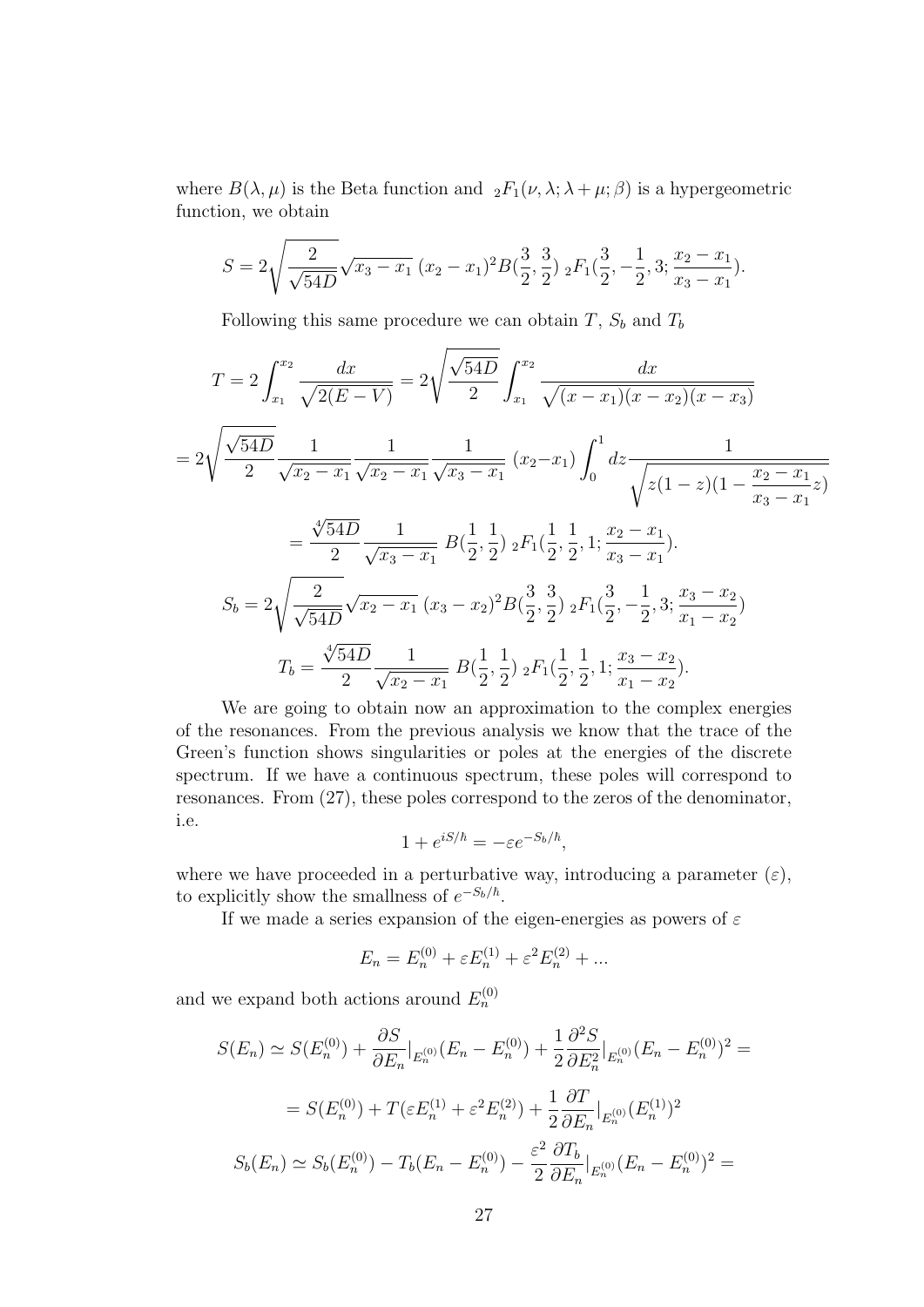where $B(\lambda, \mu)$ is the Beta function and ${}_2F_1(\nu, \lambda; \lambda+\mu; \beta)$ is a hypergeometric function, we obtain

$$S = 2\sqrt{\frac{2}{\sqrt{54D}}}\sqrt{x_3 - x_1}\,(x_2 - x_1)^2 B(\frac{3}{2}, \frac{3}{2})\,{}_2F_1(\frac{3}{2}, -\frac{1}{2}, 3; \frac{x_2 - x_1}{x_3 - x_1}).$$

Following this same procedure we can obtain $T$, $S_b$ and $T_b$

$$T = 2\int_{x_1}^{x_2} \frac{dx}{\sqrt{2(E-V)}} = 2\sqrt{\frac{\sqrt{54D}}{2}}\int_{x_1}^{x_2} \frac{dx}{\sqrt{(x-x_1)(x-x_2)(x-x_3)}}$$

$$= 2\sqrt{\frac{\sqrt{54D}}{2}}\frac{1}{\sqrt{x_2 - x_1}}\frac{1}{\sqrt{x_2 - x_1}}\frac{1}{\sqrt{x_3 - x_1}}\,(x_2 - x_1)\int_0^1 dz \frac{1}{\sqrt{z(1-z)(1-\frac{x_2 - x_1}{x_3 - x_1}z)}}$$

$$= \frac{\sqrt[4]{54D}}{2}\frac{1}{\sqrt{x_3 - x_1}}\,B(\frac{1}{2}, \frac{1}{2})\,{}_2F_1(\frac{1}{2}, \frac{1}{2}, 1; \frac{x_2 - x_1}{x_3 - x_1}).$$

$$S_b = 2\sqrt{\frac{2}{\sqrt{54D}}}\sqrt{x_2 - x_1}\,(x_3 - x_2)^2 B(\frac{3}{2}, \frac{3}{2})\,{}_2F_1(\frac{3}{2}, -\frac{1}{2}, 3; \frac{x_3 - x_2}{x_1 - x_2})$$

$$T_b = \frac{\sqrt[4]{54D}}{2}\frac{1}{\sqrt{x_2 - x_1}}\,B(\frac{1}{2}, \frac{1}{2})\,{}_2F_1(\frac{1}{2}, \frac{1}{2}, 1; \frac{x_3 - x_2}{x_1 - x_2}).$$

We are going to obtain now an approximation to the complex energies of the resonances. From the previous analysis we know that the trace of the Green's function shows singularities or poles at the energies of the discrete spectrum. If we have a continuous spectrum, these poles will correspond to resonances. From (27), these poles correspond to the zeros of the denominator, i.e.

$$1 + e^{iS/\hbar} = -\varepsilon e^{-S_b/\hbar},$$

where we have proceeded in a perturbative way, introducing a parameter ($\varepsilon$), to explicitly show the smallness of $e^{-S_b/\hbar}$.

If we made a series expansion of the eigen-energies as powers of $\varepsilon$

$$E_n = E_n^{(0)} + \varepsilon E_n^{(1)} + \varepsilon^2 E_n^{(2)} + ...$$

and we expand both actions around $E_n^{(0)}$

$$S(E_n) \simeq S(E_n^{(0)}) + \frac{\partial S}{\partial E_n}|_{E_n^{(0)}}(E_n - E_n^{(0)}) + \frac{1}{2}\frac{\partial^2 S}{\partial E_n^2}|_{E_n^{(0)}}(E_n - E_n^{(0)})^2 =$$

$$= S(E_n^{(0)}) + T(\varepsilon E_n^{(1)} + \varepsilon^2 E_n^{(2)}) + \frac{1}{2}\frac{\partial T}{\partial E_n}|_{E_n^{(0)}}(E_n^{(1)})^2$$

$$S_b(E_n) \simeq S_b(E_n^{(0)}) - T_b(E_n - E_n^{(0)}) - \frac{\varepsilon^2}{2}\frac{\partial T_b}{\partial E_n}|_{E_n^{(0)}}(E_n - E_n^{(0)})^2 =$$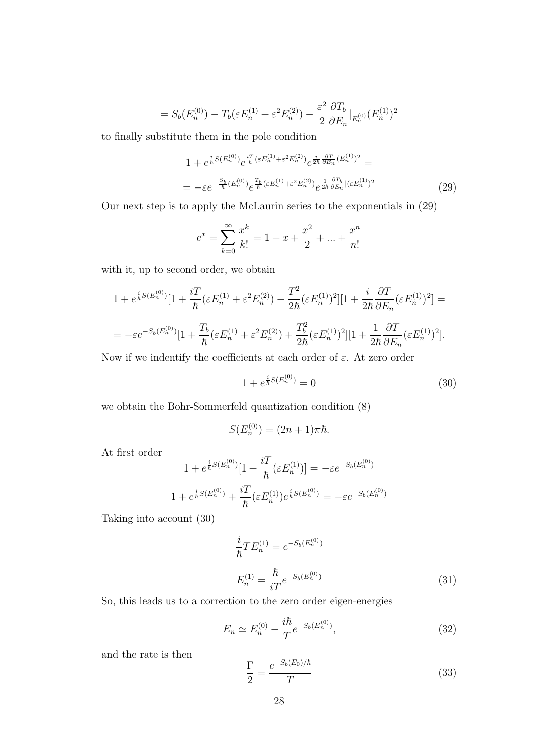$$= S_b(E_n^{(0)}) - T_b(\varepsilon E_n^{(1)} + \varepsilon^2 E_n^{(2)}) - \frac{\varepsilon^2}{2}\frac{\partial T_b}{\partial E_n}|_{E_n^{(0)}}(E_n^{(1)})^2$$

to finally substitute them in the pole condition

$$1 + e^{\frac{i}{\hbar}S(E_n^{(0)})}e^{\frac{iT}{\hbar}(\varepsilon E_n^{(1)}+\varepsilon^2 E_n^{(2)})}e^{\frac{i}{2\hbar}\frac{\partial T}{\partial E_n}(E_n^{(1)})^2} =$$

$$= -\varepsilon e^{-\frac{S_b}{\hbar}(E_n^{(0)})}e^{\frac{T_b}{\hbar}(\varepsilon E_n^{(1)}+\varepsilon^2 E_n^{(2)})}e^{\frac{1}{2\hbar}\frac{\partial T_b}{\partial E_n}|(\varepsilon E_n^{(1)})^2} \tag{29}$$

Our next step is to apply the McLaurin series to the exponentials in (29)

$$e^x = \sum_{k=0}^{\infty}\frac{x^k}{k!} = 1 + x + \frac{x^2}{2} + ... + \frac{x^n}{n!}$$

with it, up to second order, we obtain

$$1 + e^{\frac{i}{\hbar}S(E_n^{(0)})}[1 + \frac{iT}{\hbar}(\varepsilon E_n^{(1)} + \varepsilon^2 E_n^{(2)}) - \frac{T^2}{2\hbar}(\varepsilon E_n^{(1)})^2][1 + \frac{i}{2\hbar}\frac{\partial T}{\partial E_n}(\varepsilon E_n^{(1)})^2] =$$

$$= -\varepsilon e^{-S_b(E_n^{(0)})}[1 + \frac{T_b}{\hbar}(\varepsilon E_n^{(1)} + \varepsilon^2 E_n^{(2)}) + \frac{T_b^2}{2\hbar}(\varepsilon E_n^{(1)})^2][1 + \frac{1}{2\hbar}\frac{\partial T}{\partial E_n}(\varepsilon E_n^{(1)})^2].$$

Now if we indentify the coefficients at each order of $\varepsilon$. At zero order

$$1 + e^{\frac{i}{\hbar}S(E_n^{(0)})} = 0 \tag{30}$$

we obtain the Bohr-Sommerfeld quantization condition (8)

$$S(E_n^{(0)}) = (2n+1)\pi\hbar.$$

At first order

$$1 + e^{\frac{i}{\hbar}S(E_n^{(0)})}[1 + \frac{iT}{\hbar}(\varepsilon E_n^{(1)})] = -\varepsilon e^{-S_b(E_n^{(0)})}$$

$$1 + e^{\frac{i}{\hbar}S(E_n^{(0)})} + \frac{iT}{\hbar}(\varepsilon E_n^{(1)})e^{\frac{i}{\hbar}S(E_n^{(0)})} = -\varepsilon e^{-S_b(E_n^{(0)})}$$

Taking into account (30)

$$\frac{i}{\hbar}TE_n^{(1)} = e^{-S_b(E_n^{(0)})}$$

$$E_n^{(1)} = \frac{\hbar}{iT}e^{-S_b(E_n^{(0)})} \tag{31}$$

So, this leads us to a correction to the zero order eigen-energies

$$E_n \simeq E_n^{(0)} - \frac{i\hbar}{T}e^{-S_b(E_n^{(0)})}, \tag{32}$$

and the rate is then

$$\frac{\Gamma}{2} = \frac{e^{-S_b(E_0)/\hbar}}{T} \tag{33}$$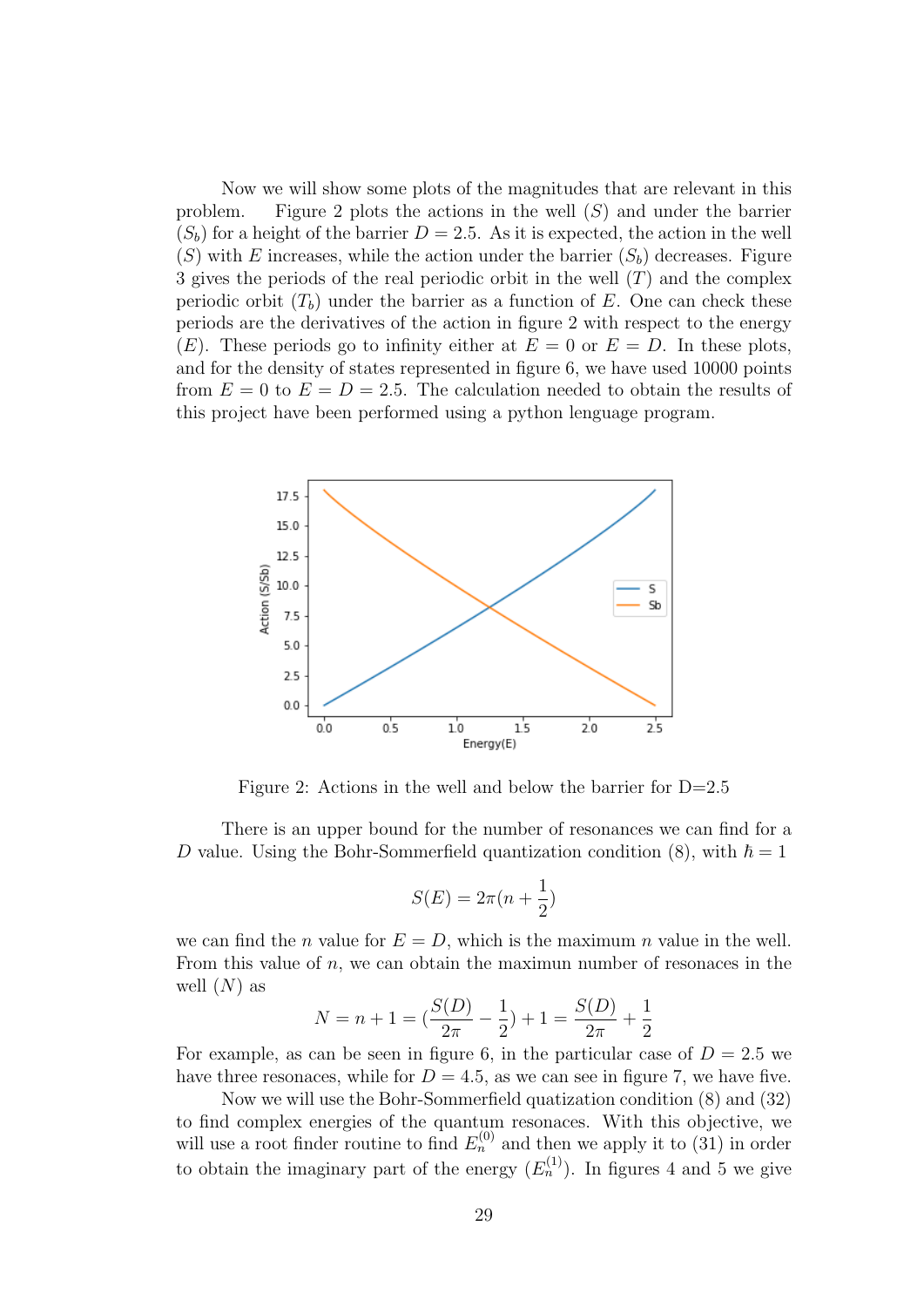Now we will show some plots of the magnitudes that are relevant in this problem. Figure 2 plots the actions in the well ($S$) and under the barrier ($S_b$) for a height of the barrier $D = 2.5$. As it is expected, the action in the well ($S$) with $E$ increases, while the action under the barrier ($S_b$) decreases. Figure 3 gives the periods of the real periodic orbit in the well ($T$) and the complex periodic orbit ($T_b$) under the barrier as a function of $E$. One can check these periods are the derivatives of the action in figure 2 with respect to the energy ($E$). These periods go to infinity either at $E = 0$ or $E = D$. In these plots, and for the density of states represented in figure 6, we have used 10000 points from $E = 0$ to $E = D = 2.5$. The calculation needed to obtain the results of this project have been performed using a python lenguage program.

Figure 2: Actions in the well and below the barrier for D=2.5

There is an upper bound for the number of resonances we can find for a $D$ value. Using the Bohr-Sommerfield quantization condition (8), with $\hbar = 1$

$$S(E) = 2\pi(n + \frac{1}{2})$$

we can find the $n$ value for $E = D$, which is the maximum $n$ value in the well. From this value of $n$, we can obtain the maximun number of resonaces in the well ($N$) as

$$N = n + 1 = (\frac{S(D)}{2\pi} - \frac{1}{2}) + 1 = \frac{S(D)}{2\pi} + \frac{1}{2}$$

For example, as can be seen in figure 6, in the particular case of $D = 2.5$ we have three resonaces, while for $D = 4.5$, as we can see in figure 7, we have five.

Now we will use the Bohr-Sommerfield quatization condition (8) and (32) to find complex energies of the quantum resonaces. With this objective, we will use a root finder routine to find $E_n^{(0)}$ and then we apply it to (31) in order to obtain the imaginary part of the energy ($E_n^{(1)}$). In figures 4 and 5 we give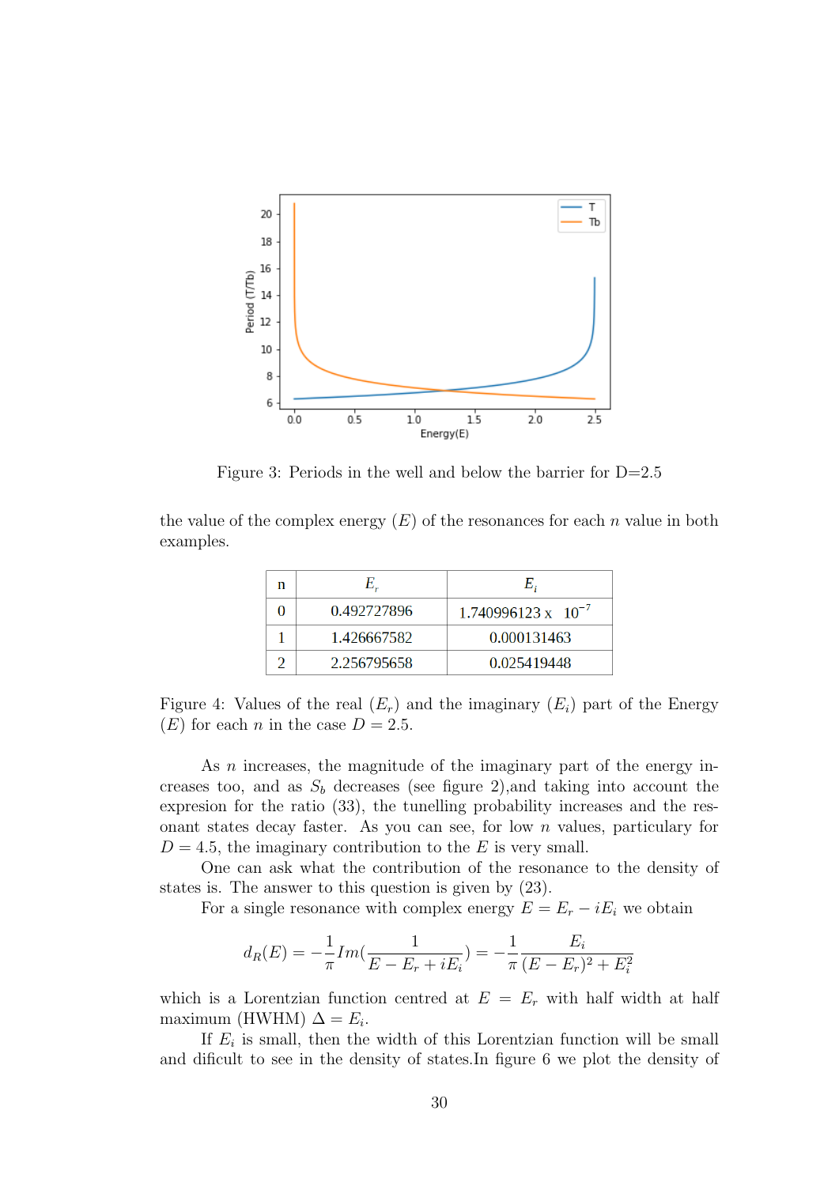Figure 3: Periods in the well and below the barrier for D=2.5

the value of the complex energy ($E$) of the resonances for each $n$ value in both examples.

| n | $E_r$ | $E_i$ |
|---|---|---|
| 0 | 0.492727896 | $1.740996123 \times 10^{-7}$ |
| 1 | 1.426667582 | 0.000131463 |
| 2 | 2.256795658 | 0.025419448 |

Figure 4: Values of the real ($E_r$) and the imaginary ($E_i$) part of the Energy ($E$) for each $n$ in the case $D = 2.5$.

As $n$ increases, the magnitude of the imaginary part of the energy increases too, and as $S_b$ decreases (see figure 2),and taking into account the expresion for the ratio (33), the tunelling probability increases and the resonant states decay faster. As you can see, for low $n$ values, particulary for $D = 4.5$, the imaginary contribution to the $E$ is very small.

One can ask what the contribution of the resonance to the density of states is. The answer to this question is given by (23).

For a single resonance with complex energy $E = E_r - iE_i$ we obtain

$$d_R(E) = -\frac{1}{\pi} Im\left(\frac{1}{E - E_r + iE_i}\right) = -\frac{1}{\pi}\frac{E_i}{(E - E_r)^2 + E_i^2}$$

which is a Lorentzian function centred at $E = E_r$ with half width at half maximum (HWHM) $\Delta = E_i$.

If $E_i$ is small, then the width of this Lorentzian function will be small and dificult to see in the density of states.In figure 6 we plot the density of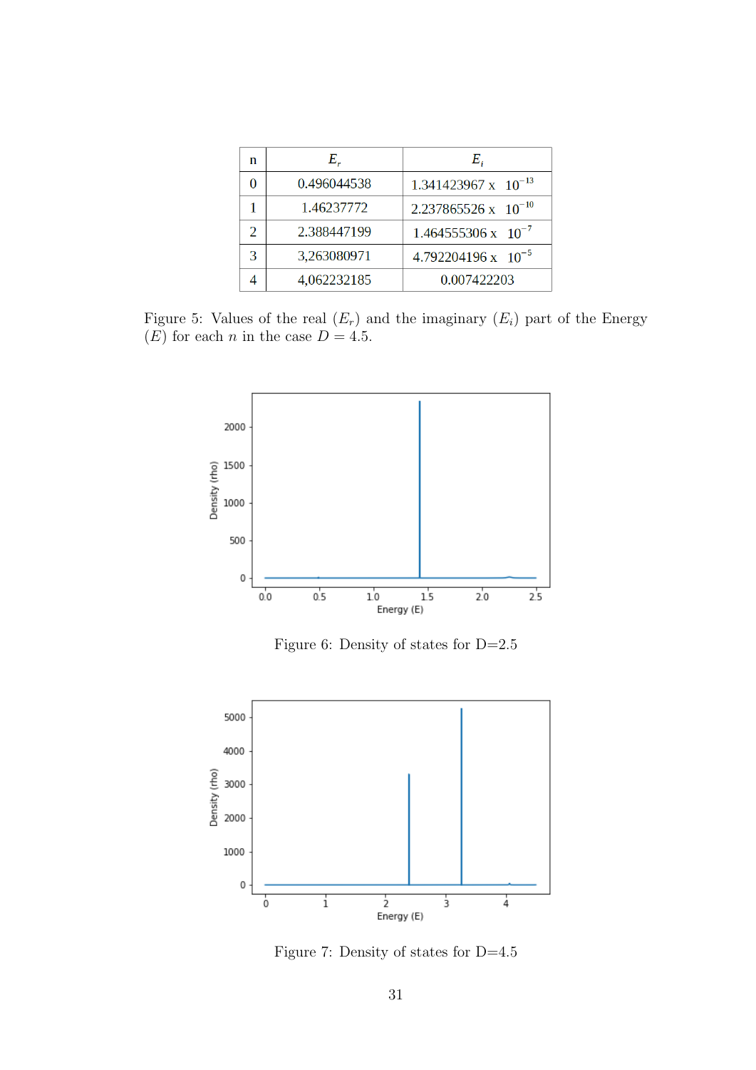| n | $E_r$ | $E_i$ |
|---|---|---|
| 0 | 0.496044538 | $1.341423967 \times 10^{-13}$ |
| 1 | 1.46237772 | $2.237865526 \times 10^{-10}$ |
| 2 | 2.388447199 | $1.464555306 \times 10^{-7}$ |
| 3 | 3,263080971 | $4.792204196 \times 10^{-5}$ |
| 4 | 4,062232185 | 0.007422203 |

Figure 5: Values of the real ($E_r$) and the imaginary ($E_i$) part of the Energy ($E$) for each $n$ in the case $D = 4.5$.

Figure 6: Density of states for D=2.5

Figure 7: Density of states for D=4.5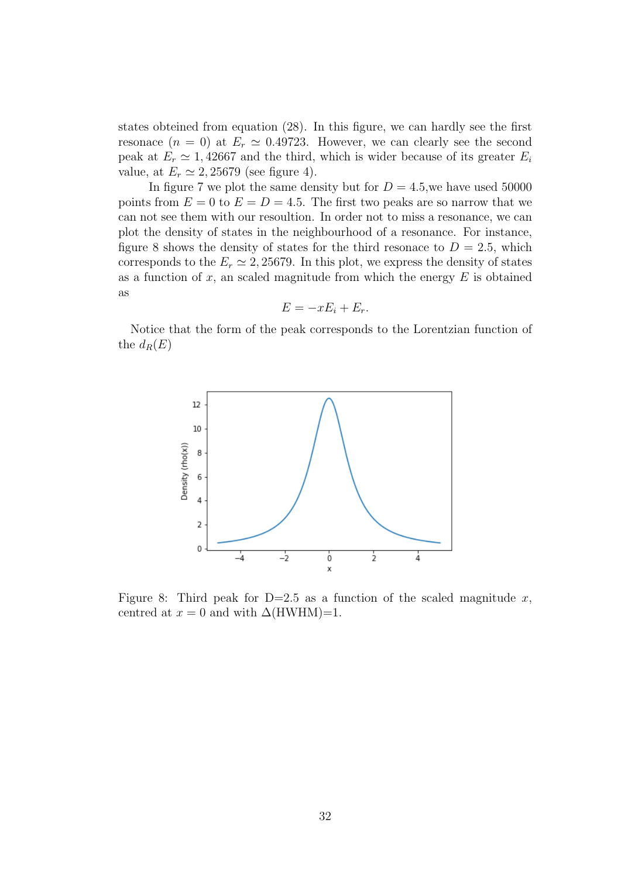states obteined from equation (28). In this figure, we can hardly see the first resonace ($n = 0$) at $E_r \simeq 0.49723$. However, we can clearly see the second peak at $E_r \simeq 1,42667$ and the third, which is wider because of its greater $E_i$ value, at $E_r \simeq 2,25679$ (see figure 4).

In figure 7 we plot the same density but for $D = 4.5$,we have used 50000 points from $E = 0$ to $E = D = 4.5$. The first two peaks are so narrow that we can not see them with our resoultion. In order not to miss a resonance, we can plot the density of states in the neighbourhood of a resonance. For instance, figure 8 shows the density of states for the third resonace to $D = 2.5$, which corresponds to the $E_r \simeq 2,25679$. In this plot, we express the density of states as a function of $x$, an scaled magnitude from which the energy $E$ is obtained as

$$E = -xE_i + E_r.$$

Notice that the form of the peak corresponds to the Lorentzian function of the $d_R(E)$

Figure 8: Third peak for D=2.5 as a function of the scaled magnitude $x$, centred at $x = 0$ and with $\Delta$(HWHM)=1.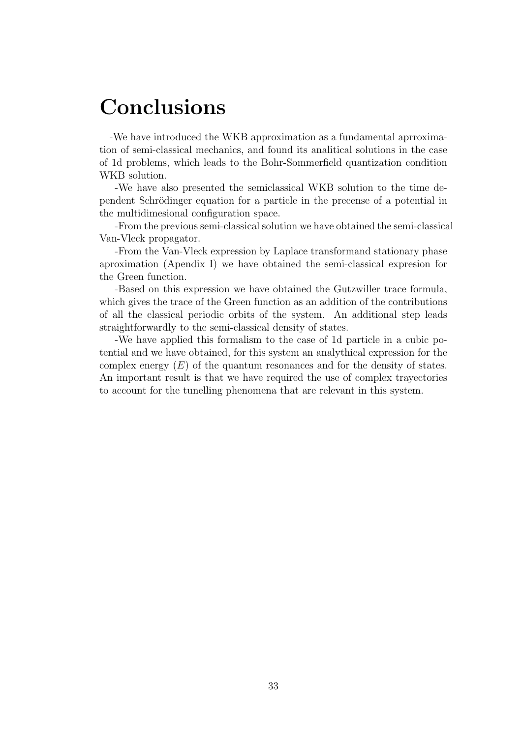# Conclusions

-We have introduced the WKB approximation as a fundamental aprroximation of semi-classical mechanics, and found its analitical solutions in the case of 1d problems, which leads to the Bohr-Sommerfield quantization condition WKB solution.

-We have also presented the semiclassical WKB solution to the time dependent Schrödinger equation for a particle in the precense of a potential in the multidimesional configuration space.

-From the previous semi-classical solution we have obtained the semi-classical Van-Vleck propagator.

-From the Van-Vleck expression by Laplace transformand stationary phase aproximation (Apendix I) we have obtained the semi-classical expresion for the Green function.

-Based on this expression we have obtained the Gutzwiller trace formula, which gives the trace of the Green function as an addition of the contributions of all the classical periodic orbits of the system. An additional step leads straightforwardly to the semi-classical density of states.

-We have applied this formalism to the case of 1d particle in a cubic potential and we have obtained, for this system an analythical expression for the complex energy $(E)$ of the quantum resonances and for the density of states. An important result is that we have required the use of complex trayectories to account for the tunelling phenomena that are relevant in this system.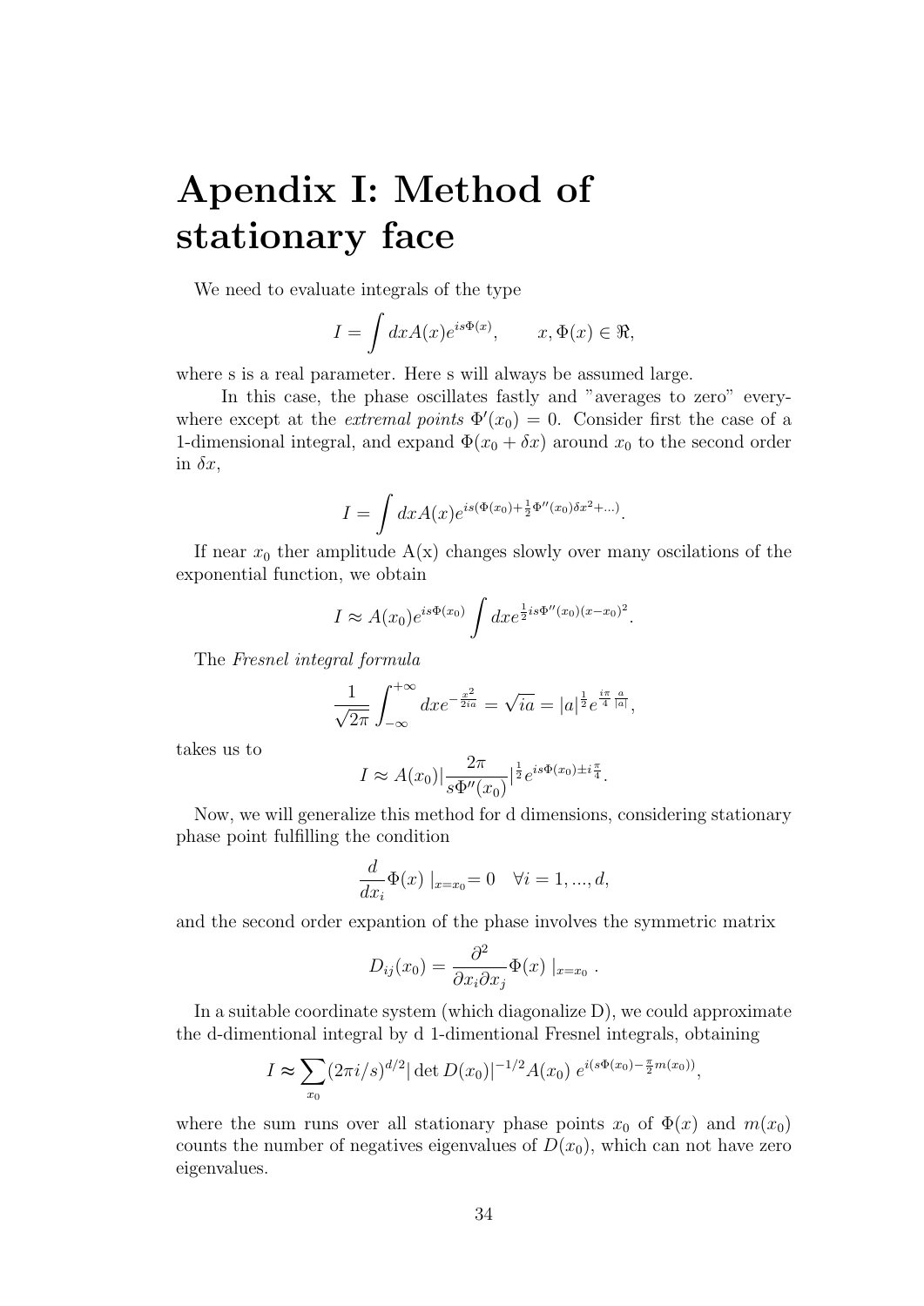# Apendix I: Method of stationary face

We need to evaluate integrals of the type

$$I = \int dx A(x) e^{is\Phi(x)}, \qquad x, \Phi(x) \in \Re,$$

where s is a real parameter. Here s will always be assumed large.

In this case, the phase oscillates fastly and "averages to zero" everywhere except at the *extremal points* $\Phi'(x_0) = 0$. Consider first the case of a 1-dimensional integral, and expand $\Phi(x_0 + \delta x)$ around $x_0$ to the second order in $\delta x$,

$$I = \int dx A(x) e^{is(\Phi(x_0) + \frac{1}{2}\Phi''(x_0)\delta x^2 + \ldots)}.$$

If near $x_0$ ther amplitude A(x) changes slowly over many oscilations of the exponential function, we obtain

$$I \approx A(x_0) e^{is\Phi(x_0)} \int dx e^{\frac{1}{2} is\Phi''(x_0)(x-x_0)^2}.$$

The *Fresnel integral formula*

$$\frac{1}{\sqrt{2\pi}} \int_{-\infty}^{+\infty} dx e^{-\frac{x^2}{2ia}} = \sqrt{ia} = |a|^{\frac{1}{2}} e^{\frac{i\pi}{4}\frac{a}{|a|}},$$

takes us to

$$I \approx A(x_0) |\frac{2\pi}{s\Phi''(x_0)}|^{\frac{1}{2}} e^{is\Phi(x_0) \pm i\frac{\pi}{4}}.$$

Now, we will generalize this method for d dimensions, considering stationary phase point fulfilling the condition

$$\frac{d}{dx_i}\Phi(x) \mid_{x=x_0} = 0 \quad \forall i = 1, ..., d,$$

and the second order expantion of the phase involves the symmetric matrix

$$D_{ij}(x_0) = \frac{\partial^2}{\partial x_i \partial x_j}\Phi(x) \mid_{x=x_0}.$$

In a suitable coordinate system (which diagonalize D), we could approximate the d-dimentional integral by d 1-dimentional Fresnel integrals, obtaining

$$I \approx \sum_{x_0} (2\pi i/s)^{d/2} |\det D(x_0)|^{-1/2} A(x_0)\; e^{i(s\Phi(x_0) - \frac{\pi}{2}m(x_0))},$$

where the sum runs over all stationary phase points $x_0$ of $\Phi(x)$ and $m(x_0)$ counts the number of negatives eigenvalues of $D(x_0)$, which can not have zero eigenvalues.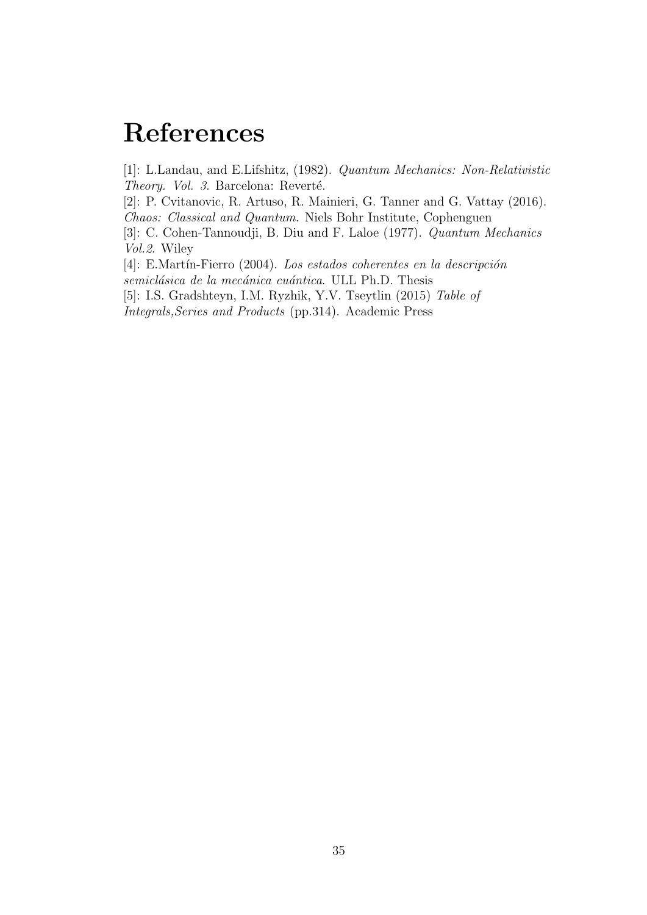# References

[1]: L.Landau, and E.Lifshitz, (1982). *Quantum Mechanics: Non-Relativistic Theory. Vol. 3*. Barcelona: Reverté.

[2]: P. Cvitanovic, R. Artuso, R. Mainieri, G. Tanner and G. Vattay (2016). *Chaos: Classical and Quantum.* Niels Bohr Institute, Cophenguen

[3]: C. Cohen-Tannoudji, B. Diu and F. Laloe (1977). *Quantum Mechanics Vol.2.* Wiley

[4]: E.Martín-Fierro (2004). *Los estados coherentes en la descripción semiclásica de la mecánica cuántica*. ULL Ph.D. Thesis

[5]: I.S. Gradshteyn, I.M. Ryzhik, Y.V. Tseytlin (2015) *Table of Integrals,Series and Products* (pp.314). Academic Press